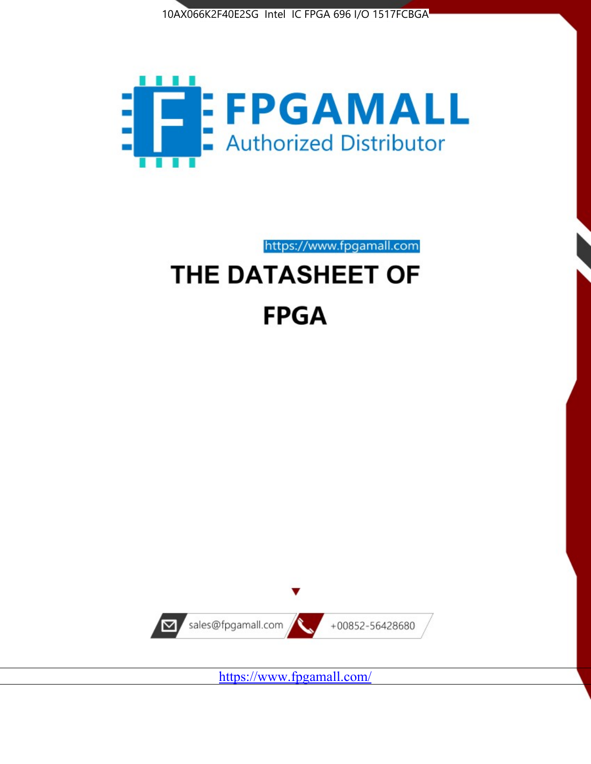10AX066K2F40E2SG Intel IC FPGA 696 I/O 1517FCBGA

FPGAMALL

Authorized Distributor

https://www.fpgamall.com

# THE DATASHEET OF

# FPGA

sales@fpgamall.com

+00852-56428680

https://www.fpgamall.com/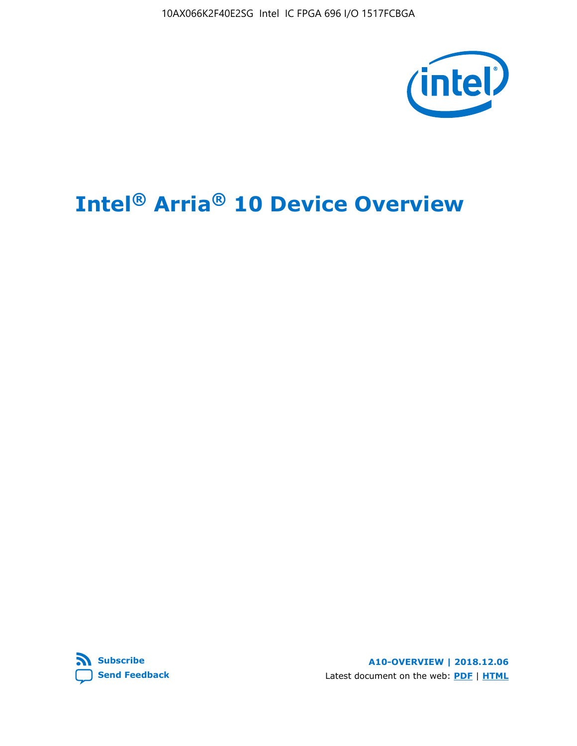# Intel® Arria® 10 Device Overview

Subscribe

Send Feedback

A10-OVERVIEW | 2018.12.06

Latest document on the web: PDF | HTML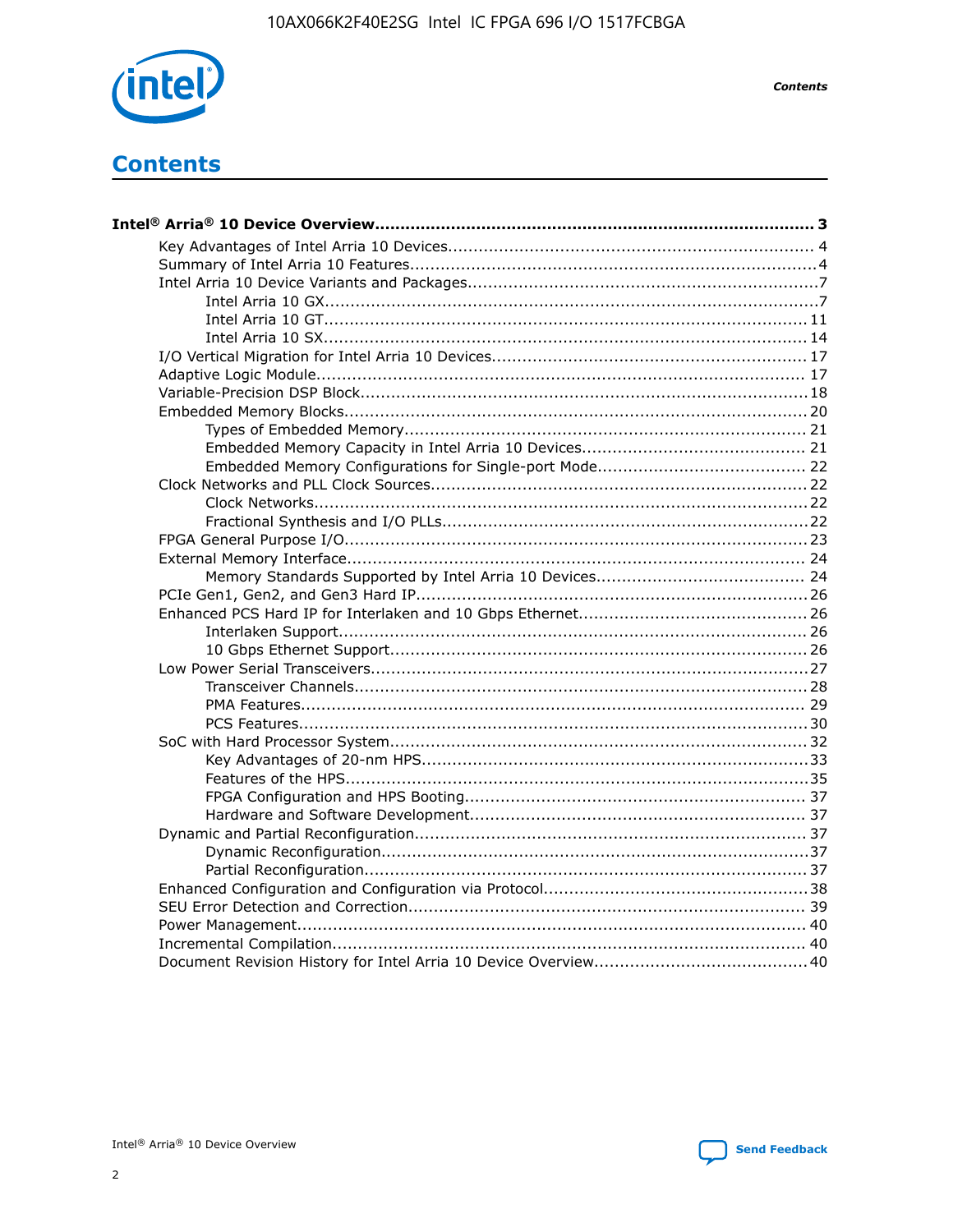# Contents

**Intel® Arria® 10 Device Overview...................................................................................... 3**

- Key Advantages of Intel Arria 10 Devices....................................................................... 4
- Summary of Intel Arria 10 Features................................................................................4
- Intel Arria 10 Device Variants and Packages....................................................................7
  - Intel Arria 10 GX.................................................................................................7
  - Intel Arria 10 GT............................................................................................... 11
  - Intel Arria 10 SX............................................................................................... 14
- I/O Vertical Migration for Intel Arria 10 Devices............................................................. 17
- Adaptive Logic Module................................................................................................ 17
- Variable-Precision DSP Block.......................................................................................18
- Embedded Memory Blocks........................................................................................... 20
  - Types of Embedded Memory............................................................................... 21
  - Embedded Memory Capacity in Intel Arria 10 Devices............................................ 21
  - Embedded Memory Configurations for Single-port Mode......................................... 22
- Clock Networks and PLL Clock Sources......................................................................... 22
  - Clock Networks................................................................................................. 22
  - Fractional Synthesis and I/O PLLs........................................................................22
- FPGA General Purpose I/O.......................................................................................... 23
- External Memory Interface.......................................................................................... 24
  - Memory Standards Supported by Intel Arria 10 Devices......................................... 24
- PCIe Gen1, Gen2, and Gen3 Hard IP............................................................................. 26
- Enhanced PCS Hard IP for Interlaken and 10 Gbps Ethernet............................................. 26
  - Interlaken Support............................................................................................ 26
  - 10 Gbps Ethernet Support.................................................................................. 26
- Low Power Serial Transceivers..................................................................................... 27
  - Transceiver Channels......................................................................................... 28
  - PMA Features................................................................................................... 29
  - PCS Features.................................................................................................... 30
- SoC with Hard Processor System.................................................................................. 32
  - Key Advantages of 20-nm HPS............................................................................ 33
  - Features of the HPS...........................................................................................35
  - FPGA Configuration and HPS Booting................................................................... 37
  - Hardware and Software Development.................................................................. 37
- Dynamic and Partial Reconfiguration............................................................................ 37
  - Dynamic Reconfiguration....................................................................................37
  - Partial Reconfiguration....................................................................................... 37
- Enhanced Configuration and Configuration via Protocol...................................................38
- SEU Error Detection and Correction.............................................................................. 39
- Power Management.................................................................................................... 40
- Incremental Compilation............................................................................................. 40
- Document Revision History for Intel Arria 10 Device Overview.......................................... 40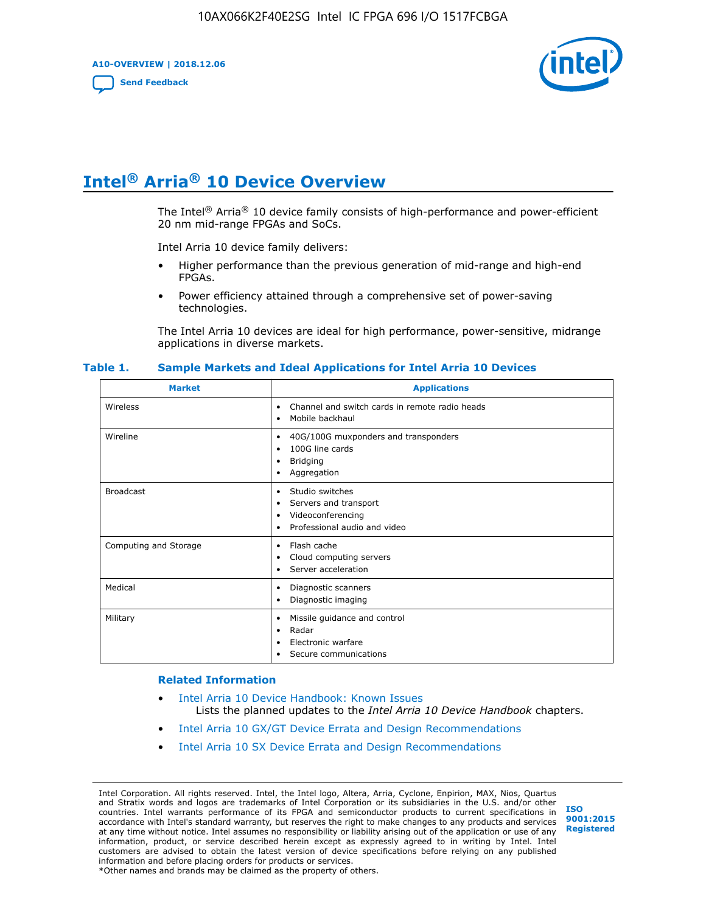# Intel® Arria® 10 Device Overview

The Intel® Arria® 10 device family consists of high-performance and power-efficient 20 nm mid-range FPGAs and SoCs.

Intel Arria 10 device family delivers:

- Higher performance than the previous generation of mid-range and high-end FPGAs.
- Power efficiency attained through a comprehensive set of power-saving technologies.

The Intel Arria 10 devices are ideal for high performance, power-sensitive, midrange applications in diverse markets.

**Table 1. Sample Markets and Ideal Applications for Intel Arria 10 Devices**

| Market | Applications |
|---|---|
| Wireless | • Channel and switch cards in remote radio heads<br>• Mobile backhaul |
| Wireline | • 40G/100G muxponders and transponders<br>• 100G line cards<br>• Bridging<br>• Aggregation |
| Broadcast | • Studio switches<br>• Servers and transport<br>• Videoconferencing<br>• Professional audio and video |
| Computing and Storage | • Flash cache<br>• Cloud computing servers<br>• Server acceleration |
| Medical | • Diagnostic scanners<br>• Diagnostic imaging |
| Military | • Missile guidance and control<br>• Radar<br>• Electronic warfare<br>• Secure communications |

### Related Information

- Intel Arria 10 Device Handbook: Known Issues
  Lists the planned updates to the *Intel Arria 10 Device Handbook* chapters.
- Intel Arria 10 GX/GT Device Errata and Design Recommendations
- Intel Arria 10 SX Device Errata and Design Recommendations

Intel Corporation. All rights reserved. Intel, the Intel logo, Altera, Arria, Cyclone, Enpirion, MAX, Nios, Quartus and Stratix words and logos are trademarks of Intel Corporation or its subsidiaries in the U.S. and/or other countries. Intel warrants performance of its FPGA and semiconductor products to current specifications in accordance with Intel's standard warranty, but reserves the right to make changes to any products and services at any time without notice. Intel assumes no responsibility or liability arising out of the application or use of any information, product, or service described herein except as expressly agreed to in writing by Intel. Intel customers are advised to obtain the latest version of device specifications before relying on any published information and before placing orders for products or services.
*Other names and brands may be claimed as the property of others.

ISO 9001:2015 Registered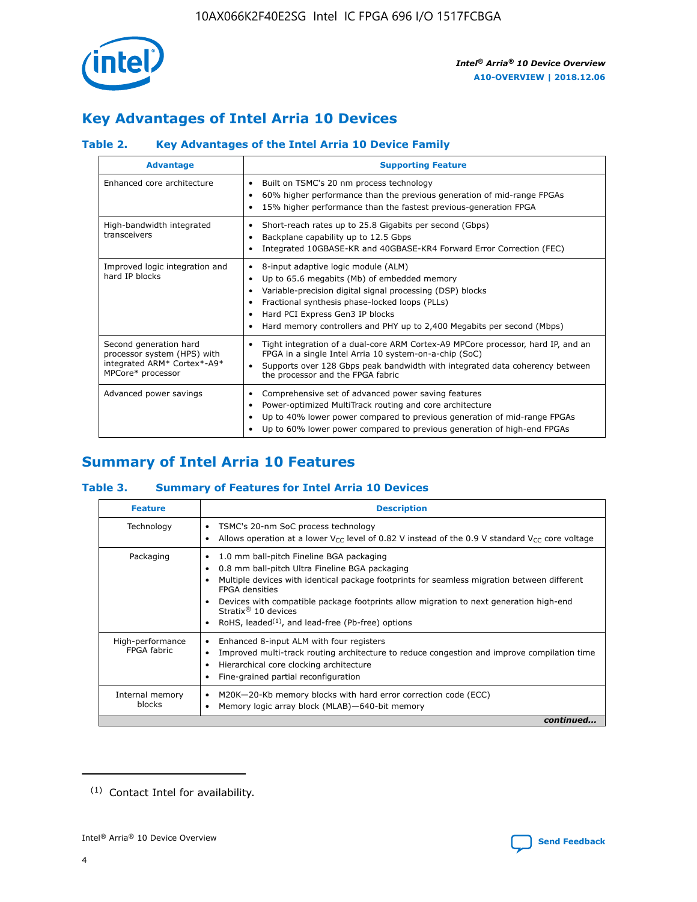## Key Advantages of Intel Arria 10 Devices

### Table 2. Key Advantages of the Intel Arria 10 Device Family

| Advantage | Supporting Feature |
|---|---|
| Enhanced core architecture | • Built on TSMC's 20 nm process technology<br>• 60% higher performance than the previous generation of mid-range FPGAs<br>• 15% higher performance than the fastest previous-generation FPGA |
| High-bandwidth integrated transceivers | • Short-reach rates up to 25.8 Gigabits per second (Gbps)<br>• Backplane capability up to 12.5 Gbps<br>• Integrated 10GBASE-KR and 40GBASE-KR4 Forward Error Correction (FEC) |
| Improved logic integration and hard IP blocks | • 8-input adaptive logic module (ALM)<br>• Up to 65.6 megabits (Mb) of embedded memory<br>• Variable-precision digital signal processing (DSP) blocks<br>• Fractional synthesis phase-locked loops (PLLs)<br>• Hard PCI Express Gen3 IP blocks<br>• Hard memory controllers and PHY up to 2,400 Megabits per second (Mbps) |
| Second generation hard processor system (HPS) with integrated ARM* Cortex*-A9* MPCore* processor | • Tight integration of a dual-core ARM Cortex-A9 MPCore processor, hard IP, and an FPGA in a single Intel Arria 10 system-on-a-chip (SoC)<br>• Supports over 128 Gbps peak bandwidth with integrated data coherency between the processor and the FPGA fabric |
| Advanced power savings | • Comprehensive set of advanced power saving features<br>• Power-optimized MultiTrack routing and core architecture<br>• Up to 40% lower power compared to previous generation of mid-range FPGAs<br>• Up to 60% lower power compared to previous generation of high-end FPGAs |

## Summary of Intel Arria 10 Features

### Table 3. Summary of Features for Intel Arria 10 Devices

| Feature | Description |
|---|---|
| Technology | • TSMC's 20-nm SoC process technology<br>• Allows operation at a lower $V_{CC}$ level of 0.82 V instead of the 0.9 V standard $V_{CC}$ core voltage |
| Packaging | • 1.0 mm ball-pitch Fineline BGA packaging<br>• 0.8 mm ball-pitch Ultra Fineline BGA packaging<br>• Multiple devices with identical package footprints for seamless migration between different FPGA densities<br>• Devices with compatible package footprints allow migration to next generation high-end Stratix® 10 devices<br>• RoHS, leaded[(1)], and lead-free (Pb-free) options |
| High-performance FPGA fabric | • Enhanced 8-input ALM with four registers<br>• Improved multi-track routing architecture to reduce congestion and improve compilation time<br>• Hierarchical core clocking architecture<br>• Fine-grained partial reconfiguration |
| Internal memory blocks | • M20K—20-Kb memory blocks with hard error correction code (ECC)<br>• Memory logic array block (MLAB)—640-bit memory |

*continued...*

(1) Contact Intel for availability.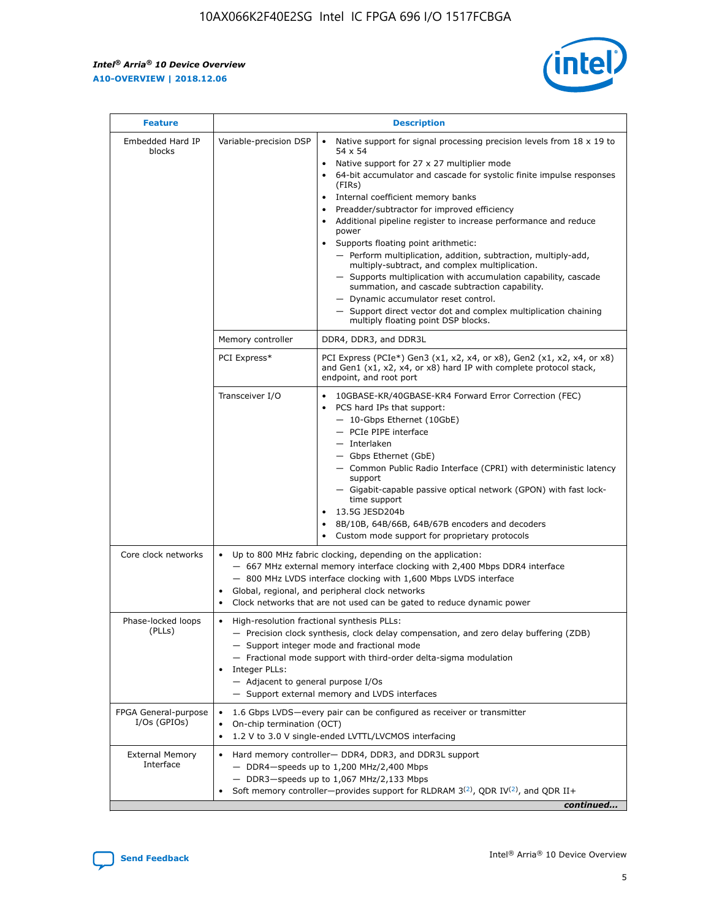| Feature | Description | |
|---|---|---|
| Embedded Hard IP blocks | Variable-precision DSP | • Native support for signal processing precision levels from 18 x 19 to 54 x 54<br>• Native support for 27 x 27 multiplier mode<br>• 64-bit accumulator and cascade for systolic finite impulse responses (FIRs)<br>• Internal coefficient memory banks<br>• Preadder/subtractor for improved efficiency<br>• Additional pipeline register to increase performance and reduce power<br>• Supports floating point arithmetic:<br>— Perform multiplication, addition, subtraction, multiply-add, multiply-subtract, and complex multiplication.<br>— Supports multiplication with accumulation capability, cascade summation, and cascade subtraction capability.<br>— Dynamic accumulator reset control.<br>— Support direct vector dot and complex multiplication chaining multiply floating point DSP blocks. |
| | Memory controller | DDR4, DDR3, and DDR3L |
| | PCI Express* | PCI Express (PCIe*) Gen3 (x1, x2, x4, or x8), Gen2 (x1, x2, x4, or x8) and Gen1 (x1, x2, x4, or x8) hard IP with complete protocol stack, endpoint, and root port |
| | Transceiver I/O | • 10GBASE-KR/40GBASE-KR4 Forward Error Correction (FEC)<br>• PCS hard IPs that support:<br>— 10-Gbps Ethernet (10GbE)<br>— PCIe PIPE interface<br>— Interlaken<br>— Gbps Ethernet (GbE)<br>— Common Public Radio Interface (CPRI) with deterministic latency support<br>— Gigabit-capable passive optical network (GPON) with fast lock-time support<br>• 13.5G JESD204b<br>• 8B/10B, 64B/66B, 64B/67B encoders and decoders<br>• Custom mode support for proprietary protocols |
| Core clock networks | • Up to 800 MHz fabric clocking, depending on the application:<br>— 667 MHz external memory interface clocking with 2,400 Mbps DDR4 interface<br>— 800 MHz LVDS interface clocking with 1,600 Mbps LVDS interface<br>• Global, regional, and peripheral clock networks<br>• Clock networks that are not used can be gated to reduce dynamic power | |
| Phase-locked loops (PLLs) | • High-resolution fractional synthesis PLLs:<br>— Precision clock synthesis, clock delay compensation, and zero delay buffering (ZDB)<br>— Support integer mode and fractional mode<br>— Fractional mode support with third-order delta-sigma modulation<br>• Integer PLLs:<br>— Adjacent to general purpose I/Os<br>— Support external memory and LVDS interfaces | |
| FPGA General-purpose I/Os (GPIOs) | • 1.6 Gbps LVDS—every pair can be configured as receiver or transmitter<br>• On-chip termination (OCT)<br>• 1.2 V to 3.0 V single-ended LVTTL/LVCMOS interfacing | |
| External Memory Interface | • Hard memory controller— DDR4, DDR3, and DDR3L support<br>— DDR4—speeds up to 1,200 MHz/2,400 Mbps<br>— DDR3—speeds up to 1,067 MHz/2,133 Mbps<br>• Soft memory controller—provides support for RLDRAM 3[(2)], QDR IV[(2)], and QDR II+ | |

*continued...*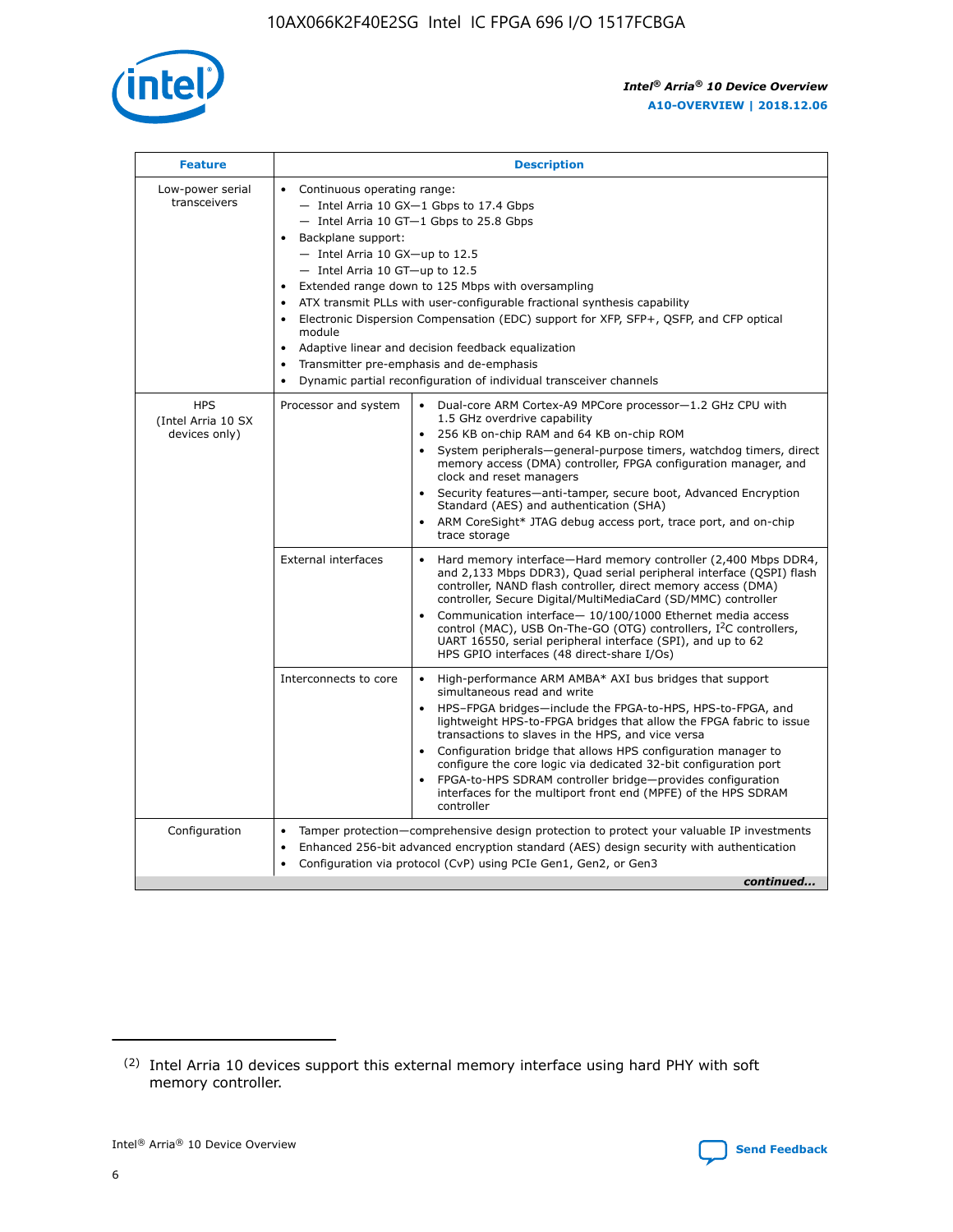| Feature | Description | |
|---|---|---|
| Low-power serial transceivers | • Continuous operating range:<br>— Intel Arria 10 GX—1 Gbps to 17.4 Gbps<br>— Intel Arria 10 GT—1 Gbps to 25.8 Gbps<br>• Backplane support:<br>— Intel Arria 10 GX—up to 12.5<br>— Intel Arria 10 GT—up to 12.5<br>• Extended range down to 125 Mbps with oversampling<br>• ATX transmit PLLs with user-configurable fractional synthesis capability<br>• Electronic Dispersion Compensation (EDC) support for XFP, SFP+, QSFP, and CFP optical module<br>• Adaptive linear and decision feedback equalization<br>• Transmitter pre-emphasis and de-emphasis<br>• Dynamic partial reconfiguration of individual transceiver channels | |
| HPS (Intel Arria 10 SX devices only) | Processor and system | • Dual-core ARM Cortex-A9 MPCore processor—1.2 GHz CPU with 1.5 GHz overdrive capability<br>• 256 KB on-chip RAM and 64 KB on-chip ROM<br>• System peripherals—general-purpose timers, watchdog timers, direct memory access (DMA) controller, FPGA configuration manager, and clock and reset managers<br>• Security features—anti-tamper, secure boot, Advanced Encryption Standard (AES) and authentication (SHA)<br>• ARM CoreSight* JTAG debug access port, trace port, and on-chip trace storage |
| | External interfaces | • Hard memory interface—Hard memory controller (2,400 Mbps DDR4, and 2,133 Mbps DDR3), Quad serial peripheral interface (QSPI) flash controller, NAND flash controller, direct memory access (DMA) controller, Secure Digital/MultiMediaCard (SD/MMC) controller<br>• Communication interface— 10/100/1000 Ethernet media access control (MAC), USB On-The-GO (OTG) controllers, I²C controllers, UART 16550, serial peripheral interface (SPI), and up to 62 HPS GPIO interfaces (48 direct-share I/Os) |
| | Interconnects to core | • High-performance ARM AMBA* AXI bus bridges that support simultaneous read and write<br>• HPS–FPGA bridges—include the FPGA-to-HPS, HPS-to-FPGA, and lightweight HPS-to-FPGA bridges that allow the FPGA fabric to issue transactions to slaves in the HPS, and vice versa<br>• Configuration bridge that allows HPS configuration manager to configure the core logic via dedicated 32-bit configuration port<br>• FPGA-to-HPS SDRAM controller bridge—provides configuration interfaces for the multiport front end (MPFE) of the HPS SDRAM controller |
| Configuration | • Tamper protection—comprehensive design protection to protect your valuable IP investments<br>• Enhanced 256-bit advanced encryption standard (AES) design security with authentication<br>• Configuration via protocol (CvP) using PCIe Gen1, Gen2, or Gen3 | |

*continued...*

(2) Intel Arria 10 devices support this external memory interface using hard PHY with soft memory controller.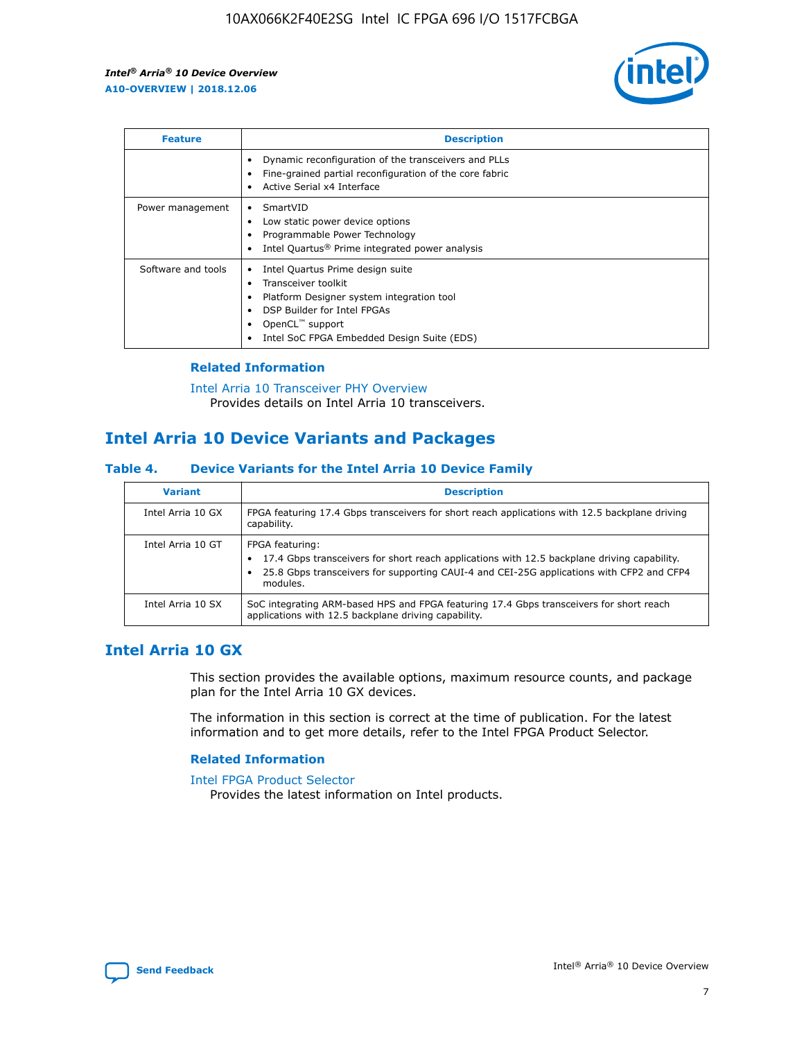| Feature | Description |
| --- | --- |
|  | • Dynamic reconfiguration of the transceivers and PLLs<br>• Fine-grained partial reconfiguration of the core fabric<br>• Active Serial x4 Interface |
| Power management | • SmartVID<br>• Low static power device options<br>• Programmable Power Technology<br>• Intel Quartus® Prime integrated power analysis |
| Software and tools | • Intel Quartus Prime design suite<br>• Transceiver toolkit<br>• Platform Designer system integration tool<br>• DSP Builder for Intel FPGAs<br>• OpenCL™ support<br>• Intel SoC FPGA Embedded Design Suite (EDS) |

### Related Information

Intel Arria 10 Transceiver PHY Overview
Provides details on Intel Arria 10 transceivers.

## Intel Arria 10 Device Variants and Packages

### Table 4. Device Variants for the Intel Arria 10 Device Family

| Variant | Description |
| --- | --- |
| Intel Arria 10 GX | FPGA featuring 17.4 Gbps transceivers for short reach applications with 12.5 backplane driving capability. |
| Intel Arria 10 GT | FPGA featuring:<br>• 17.4 Gbps transceivers for short reach applications with 12.5 backplane driving capability.<br>• 25.8 Gbps transceivers for supporting CAUI-4 and CEI-25G applications with CFP2 and CFP4 modules. |
| Intel Arria 10 SX | SoC integrating ARM-based HPS and FPGA featuring 17.4 Gbps transceivers for short reach applications with 12.5 backplane driving capability. |

## Intel Arria 10 GX

This section provides the available options, maximum resource counts, and package plan for the Intel Arria 10 GX devices.

The information in this section is correct at the time of publication. For the latest information and to get more details, refer to the Intel FPGA Product Selector.

### Related Information

Intel FPGA Product Selector
Provides the latest information on Intel products.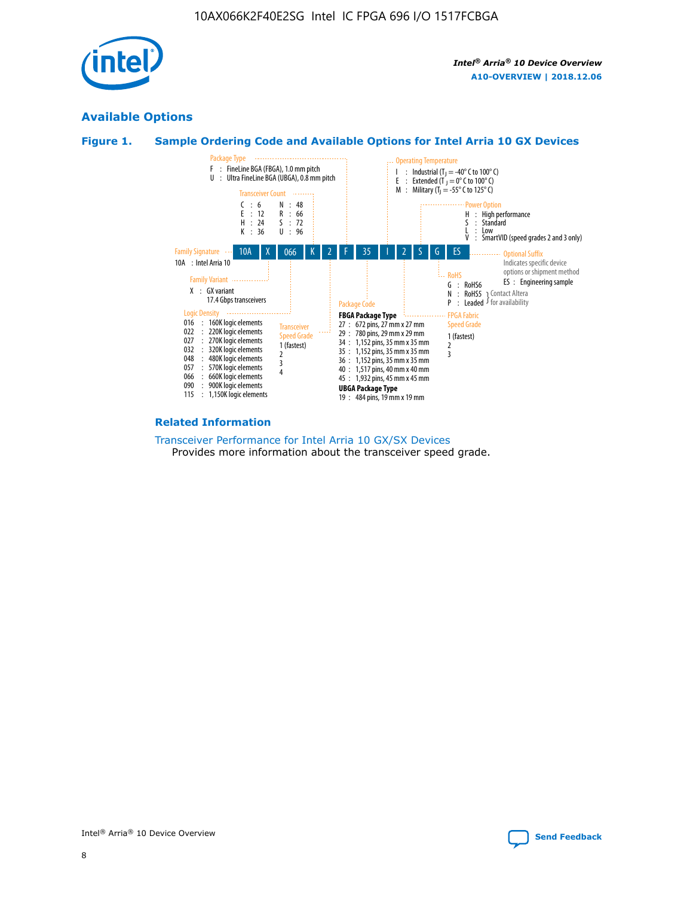## Available Options

### Figure 1. Sample Ordering Code and Available Options for Intel Arria 10 GX Devices

Sample ordering code: **10A X 066 K 2 F 35 I 2 S G ES**

**Family Signature**
- 10A : Intel Arria 10

**Family Variant**
- X : GX variant
  17.4 Gbps transceivers

**Logic Density**
- 016 : 160K logic elements
- 022 : 220K logic elements
- 027 : 270K logic elements
- 032 : 320K logic elements
- 048 : 480K logic elements
- 057 : 570K logic elements
- 066 : 660K logic elements
- 090 : 900K logic elements
- 115 : 1,150K logic elements

**Transceiver Count**
- C : 6
- E : 12
- H : 24
- K : 36
- N : 48
- R : 66
- S : 72
- U : 96

**Transceiver Speed Grade**
- 1 (fastest)
- 2
- 3
- 4

**Package Type**
- F : FineLine BGA (FBGA), 1.0 mm pitch
- U : Ultra FineLine BGA (UBGA), 0.8 mm pitch

**Package Code**

FBGA Package Type
- 27 : 672 pins, 27 mm x 27 mm
- 29 : 780 pins, 29 mm x 29 mm
- 34 : 1,152 pins, 35 mm x 35 mm
- 35 : 1,152 pins, 35 mm x 35 mm
- 36 : 1,152 pins, 35 mm x 35 mm
- 40 : 1,517 pins, 40 mm x 40 mm
- 45 : 1,932 pins, 45 mm x 45 mm

UBGA Package Type
- 19 : 484 pins, 19 mm x 19 mm

**Operating Temperature**
- I : Industrial ($T_J$ = -40° C to 100° C)
- E : Extended ($T_J$ = 0° C to 100° C)
- M : Military ($T_J$ = -55° C to 125° C)

**FPGA Fabric Speed Grade**
- 1 (fastest)
- 2
- 3

**Power Option**
- H : High performance
- S : Standard
- L : Low
- V : SmartVID (speed grades 2 and 3 only)

**RoHS**
- G : RoHS6
- N : RoHS5 (Contact Altera for availability)
- P : Leaded (Contact Altera for availability)

**Optional Suffix**

Indicates specific device options or shipment method
- ES : Engineering sample

### Related Information

Transceiver Performance for Intel Arria 10 GX/SX Devices

Provides more information about the transceiver speed grade.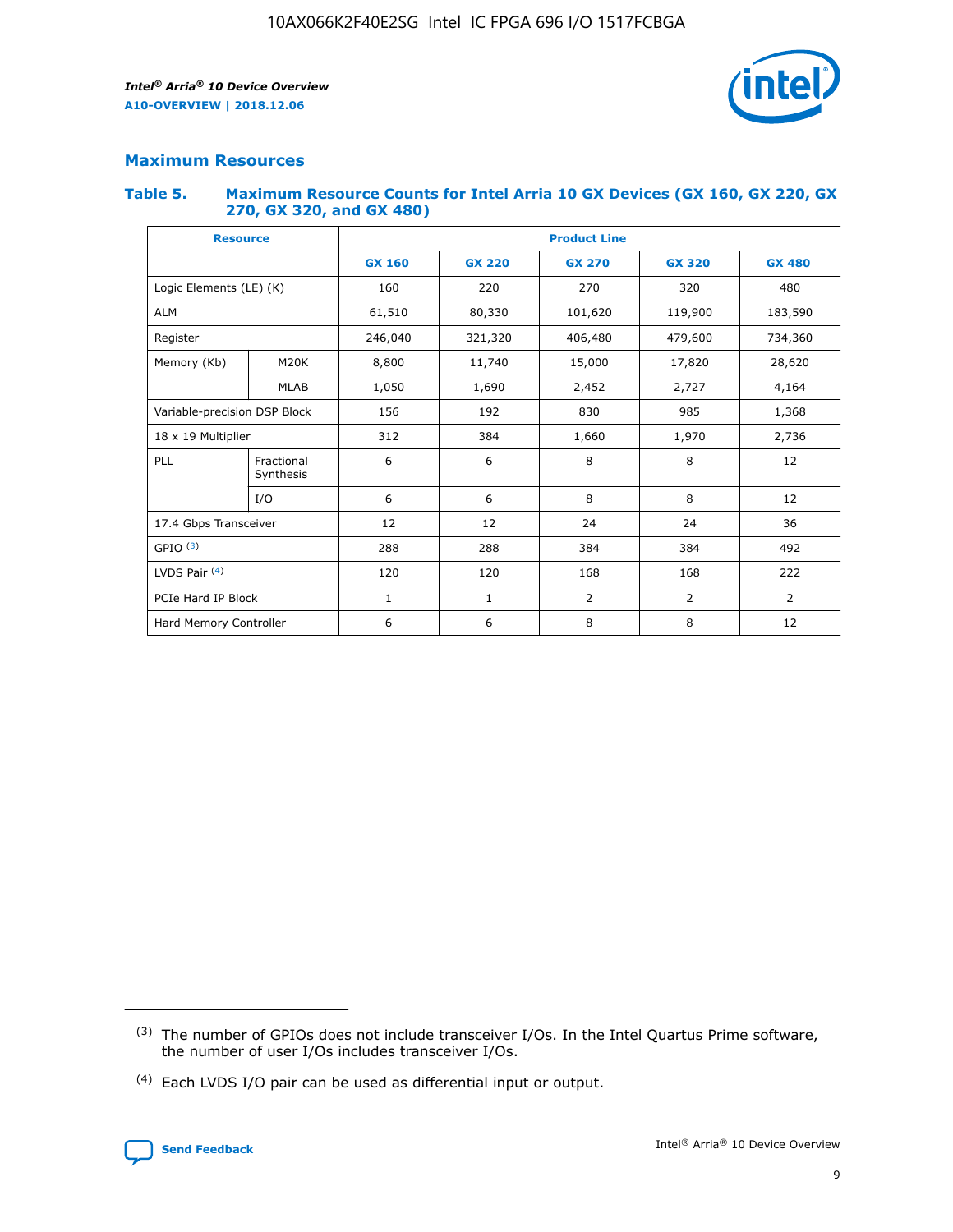## Maximum Resources

### Table 5. Maximum Resource Counts for Intel Arria 10 GX Devices (GX 160, GX 220, GX 270, GX 320, and GX 480)

| Resource | | Product Line | | | | |
|---|---|---|---|---|---|---|
| | | GX 160 | GX 220 | GX 270 | GX 320 | GX 480 |
| Logic Elements (LE) (K) | | 160 | 220 | 270 | 320 | 480 |
| ALM | | 61,510 | 80,330 | 101,620 | 119,900 | 183,590 |
| Register | | 246,040 | 321,320 | 406,480 | 479,600 | 734,360 |
| Memory (Kb) | M20K | 8,800 | 11,740 | 15,000 | 17,820 | 28,620 |
| | MLAB | 1,050 | 1,690 | 2,452 | 2,727 | 4,164 |
| Variable-precision DSP Block | | 156 | 192 | 830 | 985 | 1,368 |
| 18 x 19 Multiplier | | 312 | 384 | 1,660 | 1,970 | 2,736 |
| PLL | Fractional Synthesis | 6 | 6 | 8 | 8 | 12 |
| | I/O | 6 | 6 | 8 | 8 | 12 |
| 17.4 Gbps Transceiver | | 12 | 12 | 24 | 24 | 36 |
| GPIO (3) | | 288 | 288 | 384 | 384 | 492 |
| LVDS Pair (4) | | 120 | 120 | 168 | 168 | 222 |
| PCIe Hard IP Block | | 1 | 1 | 2 | 2 | 2 |
| Hard Memory Controller | | 6 | 6 | 8 | 8 | 12 |

(3) The number of GPIOs does not include transceiver I/Os. In the Intel Quartus Prime software, the number of user I/Os includes transceiver I/Os.

(4) Each LVDS I/O pair can be used as differential input or output.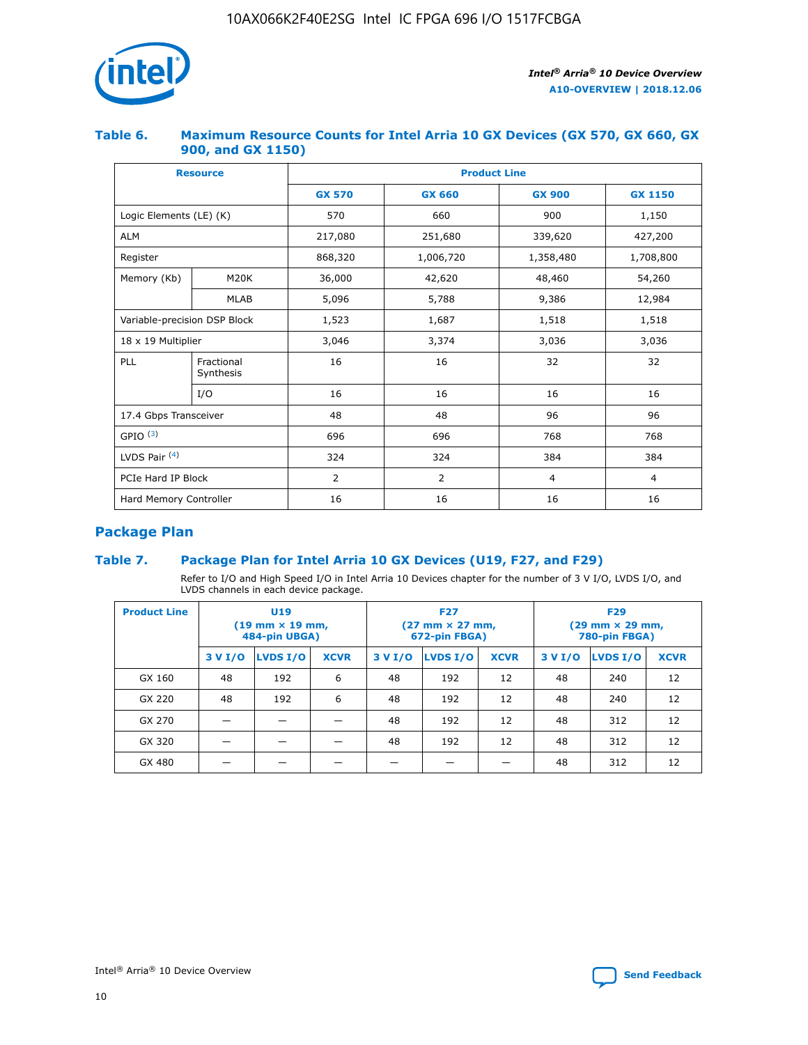### Table 6. Maximum Resource Counts for Intel Arria 10 GX Devices (GX 570, GX 660, GX 900, and GX 1150)

| Resource | | Product Line | | | |
|---|---|---|---|---|---|
| | | GX 570 | GX 660 | GX 900 | GX 1150 |
| Logic Elements (LE) (K) | | 570 | 660 | 900 | 1,150 |
| ALM | | 217,080 | 251,680 | 339,620 | 427,200 |
| Register | | 868,320 | 1,006,720 | 1,358,480 | 1,708,800 |
| Memory (Kb) | M20K | 36,000 | 42,620 | 48,460 | 54,260 |
| | MLAB | 5,096 | 5,788 | 9,386 | 12,984 |
| Variable-precision DSP Block | | 1,523 | 1,687 | 1,518 | 1,518 |
| 18 x 19 Multiplier | | 3,046 | 3,374 | 3,036 | 3,036 |
| PLL | Fractional Synthesis | 16 | 16 | 32 | 32 |
| | I/O | 16 | 16 | 16 | 16 |
| 17.4 Gbps Transceiver | | 48 | 48 | 96 | 96 |
| GPIO [(3)] | | 696 | 696 | 768 | 768 |
| LVDS Pair [(4)] | | 324 | 324 | 384 | 384 |
| PCIe Hard IP Block | | 2 | 2 | 4 | 4 |
| Hard Memory Controller | | 16 | 16 | 16 | 16 |

## Package Plan

### Table 7. Package Plan for Intel Arria 10 GX Devices (U19, F27, and F29)

Refer to I/O and High Speed I/O in Intel Arria 10 Devices chapter for the number of 3 V I/O, LVDS I/O, and LVDS channels in each device package.

| Product Line | U19 (19 mm × 19 mm, 484-pin UBGA) | | | F27 (27 mm × 27 mm, 672-pin FBGA) | | | F29 (29 mm × 29 mm, 780-pin FBGA) | | |
|---|---|---|---|---|---|---|---|---|---|
| | 3 V I/O | LVDS I/O | XCVR | 3 V I/O | LVDS I/O | XCVR | 3 V I/O | LVDS I/O | XCVR |
| GX 160 | 48 | 192 | 6 | 48 | 192 | 12 | 48 | 240 | 12 |
| GX 220 | 48 | 192 | 6 | 48 | 192 | 12 | 48 | 240 | 12 |
| GX 270 | — | — | — | 48 | 192 | 12 | 48 | 312 | 12 |
| GX 320 | — | — | — | 48 | 192 | 12 | 48 | 312 | 12 |
| GX 480 | — | — | — | — | — | — | 48 | 312 | 12 |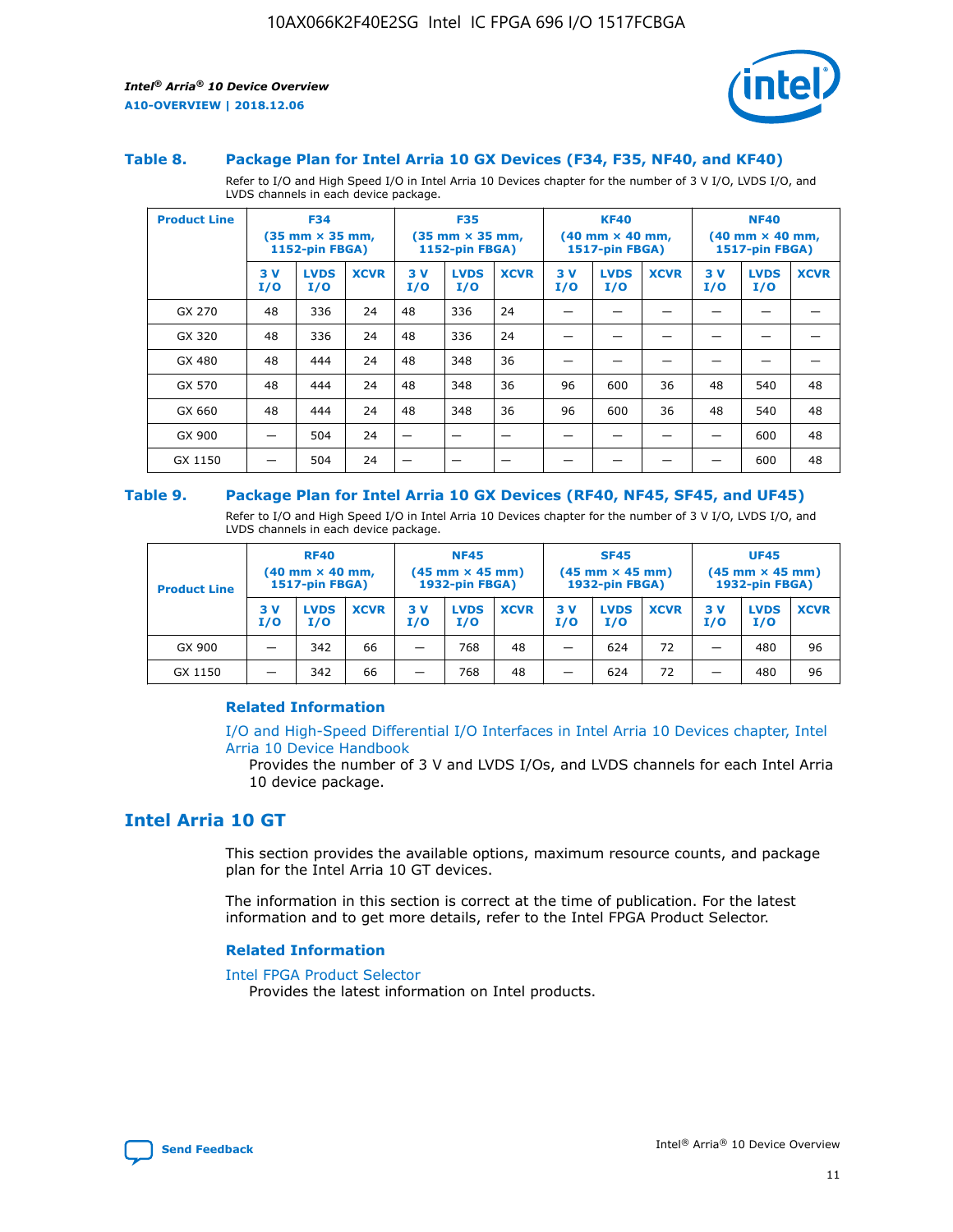### Table 8. Package Plan for Intel Arria 10 GX Devices (F34, F35, NF40, and KF40)

Refer to I/O and High Speed I/O in Intel Arria 10 Devices chapter for the number of 3 V I/O, LVDS I/O, and LVDS channels in each device package.

| Product Line | F34 (35 mm × 35 mm, 1152-pin FBGA) | | | F35 (35 mm × 35 mm, 1152-pin FBGA) | | | KF40 (40 mm × 40 mm, 1517-pin FBGA) | | | NF40 (40 mm × 40 mm, 1517-pin FBGA) | | |
|---|---|---|---|---|---|---|---|---|---|---|---|---|
| | 3 V I/O | LVDS I/O | XCVR | 3 V I/O | LVDS I/O | XCVR | 3 V I/O | LVDS I/O | XCVR | 3 V I/O | LVDS I/O | XCVR |
| GX 270 | 48 | 336 | 24 | 48 | 336 | 24 | — | — | — | — | — | — |
| GX 320 | 48 | 336 | 24 | 48 | 336 | 24 | — | — | — | — | — | — |
| GX 480 | 48 | 444 | 24 | 48 | 348 | 36 | — | — | — | — | — | — |
| GX 570 | 48 | 444 | 24 | 48 | 348 | 36 | 96 | 600 | 36 | 48 | 540 | 48 |
| GX 660 | 48 | 444 | 24 | 48 | 348 | 36 | 96 | 600 | 36 | 48 | 540 | 48 |
| GX 900 | — | 504 | 24 | — | — | — | — | — | — | — | 600 | 48 |
| GX 1150 | — | 504 | 24 | — | — | — | — | — | — | — | 600 | 48 |

### Table 9. Package Plan for Intel Arria 10 GX Devices (RF40, NF45, SF45, and UF45)

Refer to I/O and High Speed I/O in Intel Arria 10 Devices chapter for the number of 3 V I/O, LVDS I/O, and LVDS channels in each device package.

| Product Line | RF40 (40 mm × 40 mm, 1517-pin FBGA) | | | NF45 (45 mm × 45 mm) 1932-pin FBGA) | | | SF45 (45 mm × 45 mm) 1932-pin FBGA) | | | UF45 (45 mm × 45 mm) 1932-pin FBGA) | | |
|---|---|---|---|---|---|---|---|---|---|---|---|---|
| | 3 V I/O | LVDS I/O | XCVR | 3 V I/O | LVDS I/O | XCVR | 3 V I/O | LVDS I/O | XCVR | 3 V I/O | LVDS I/O | XCVR |
| GX 900 | — | 342 | 66 | — | 768 | 48 | — | 624 | 72 | — | 480 | 96 |
| GX 1150 | — | 342 | 66 | — | 768 | 48 | — | 624 | 72 | — | 480 | 96 |

#### Related Information

I/O and High-Speed Differential I/O Interfaces in Intel Arria 10 Devices chapter, Intel Arria 10 Device Handbook

Provides the number of 3 V and LVDS I/Os, and LVDS channels for each Intel Arria 10 device package.

## Intel Arria 10 GT

This section provides the available options, maximum resource counts, and package plan for the Intel Arria 10 GT devices.

The information in this section is correct at the time of publication. For the latest information and to get more details, refer to the Intel FPGA Product Selector.

#### Related Information

Intel FPGA Product Selector

Provides the latest information on Intel products.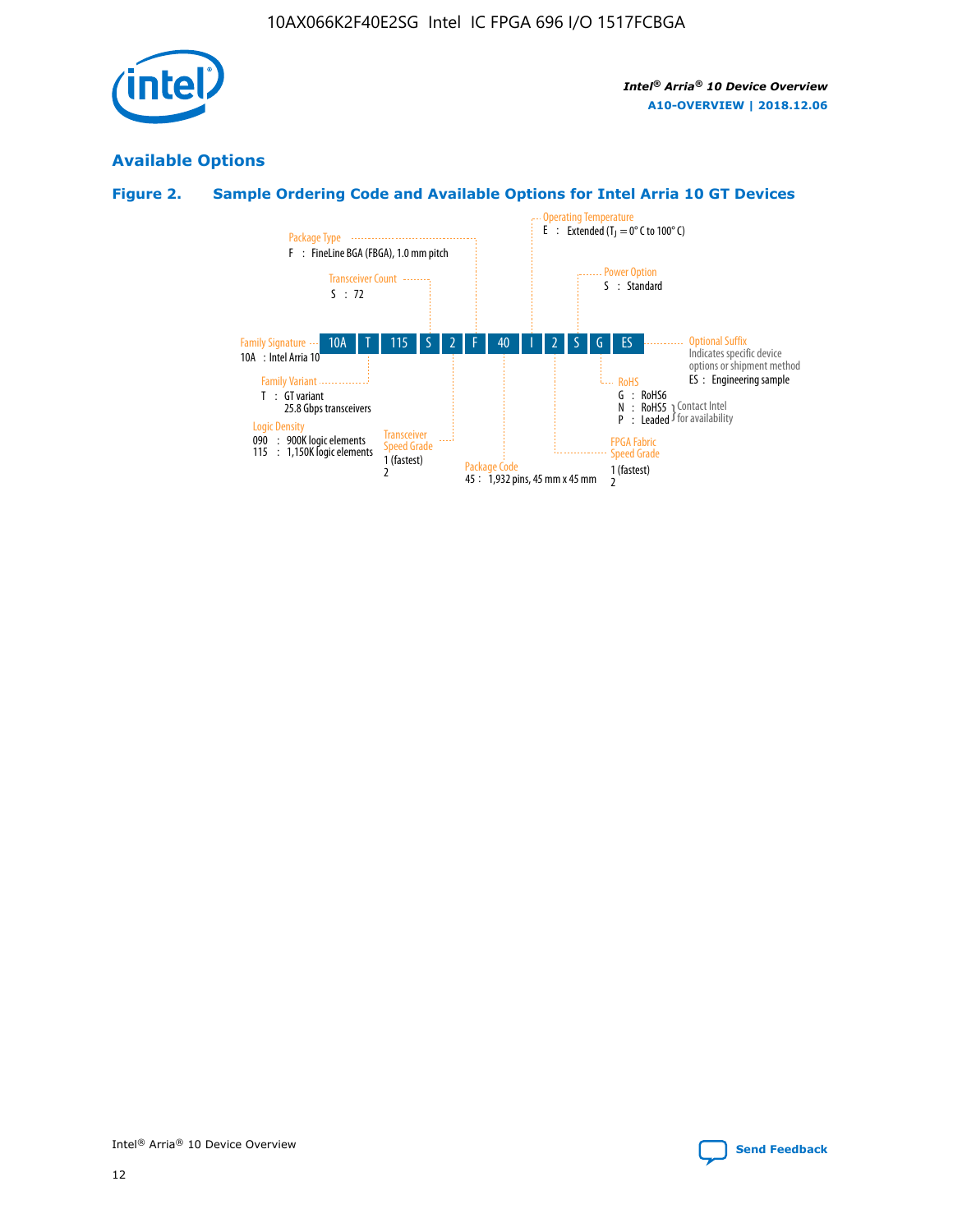## Available Options

### Figure 2. Sample Ordering Code and Available Options for Intel Arria 10 GT Devices

| 10A | T | 115 | S | 2 | F | 40 | I | 2 | S | G | ES |
|---|---|---|---|---|---|---|---|---|---|---|---|

**Family Signature**
10A : Intel Arria 10

**Family Variant**
T : GT variant
25.8 Gbps transceivers

**Logic Density**
090 : 900K logic elements
115 : 1,150K logic elements

**Transceiver Count**
S : 72

**Transceiver Speed Grade**
1 (fastest)
2

**Package Type**
F : FineLine BGA (FBGA), 1.0 mm pitch

**Package Code**
45 : 1,932 pins, 45 mm x 45 mm

**Operating Temperature**
E : Extended ($T_J$ = 0° C to 100° C)

**FPGA Fabric Speed Grade**
1 (fastest)
2

**Power Option**
S : Standard

**RoHS**
G : RoHS6
N : RoHS5 } Contact Intel for availability
P : Leaded } Contact Intel for availability

**Optional Suffix**
Indicates specific device options or shipment method
ES : Engineering sample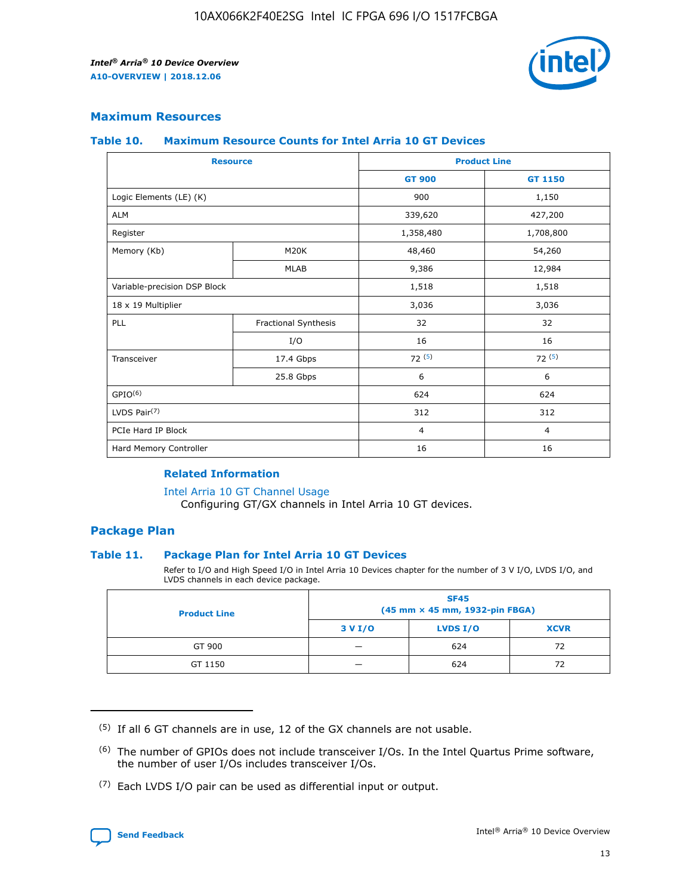## Maximum Resources

### Table 10. Maximum Resource Counts for Intel Arria 10 GT Devices

| Resource | | Product Line | |
|---|---|---|---|
| | | GT 900 | GT 1150 |
| Logic Elements (LE) (K) | | 900 | 1,150 |
| ALM | | 339,620 | 427,200 |
| Register | | 1,358,480 | 1,708,800 |
| Memory (Kb) | M20K | 48,460 | 54,260 |
| | MLAB | 9,386 | 12,984 |
| Variable-precision DSP Block | | 1,518 | 1,518 |
| 18 x 19 Multiplier | | 3,036 | 3,036 |
| PLL | Fractional Synthesis | 32 | 32 |
| | I/O | 16 | 16 |
| Transceiver | 17.4 Gbps | 72 [(5)] | 72 [(5)] |
| | 25.8 Gbps | 6 | 6 |
| GPIO[(6)] | | 624 | 624 |
| LVDS Pair[(7)] | | 312 | 312 |
| PCIe Hard IP Block | | 4 | 4 |
| Hard Memory Controller | | 16 | 16 |

#### Related Information

Intel Arria 10 GT Channel Usage
Configuring GT/GX channels in Intel Arria 10 GT devices.

## Package Plan

### Table 11. Package Plan for Intel Arria 10 GT Devices

Refer to I/O and High Speed I/O in Intel Arria 10 Devices chapter for the number of 3 V I/O, LVDS I/O, and LVDS channels in each device package.

| Product Line | SF45 (45 mm × 45 mm, 1932-pin FBGA) | | |
|---|---|---|---|
| | 3 V I/O | LVDS I/O | XCVR |
| GT 900 | — | 624 | 72 |
| GT 1150 | — | 624 | 72 |

(5) If all 6 GT channels are in use, 12 of the GX channels are not usable.

(6) The number of GPIOs does not include transceiver I/Os. In the Intel Quartus Prime software, the number of user I/Os includes transceiver I/Os.

(7) Each LVDS I/O pair can be used as differential input or output.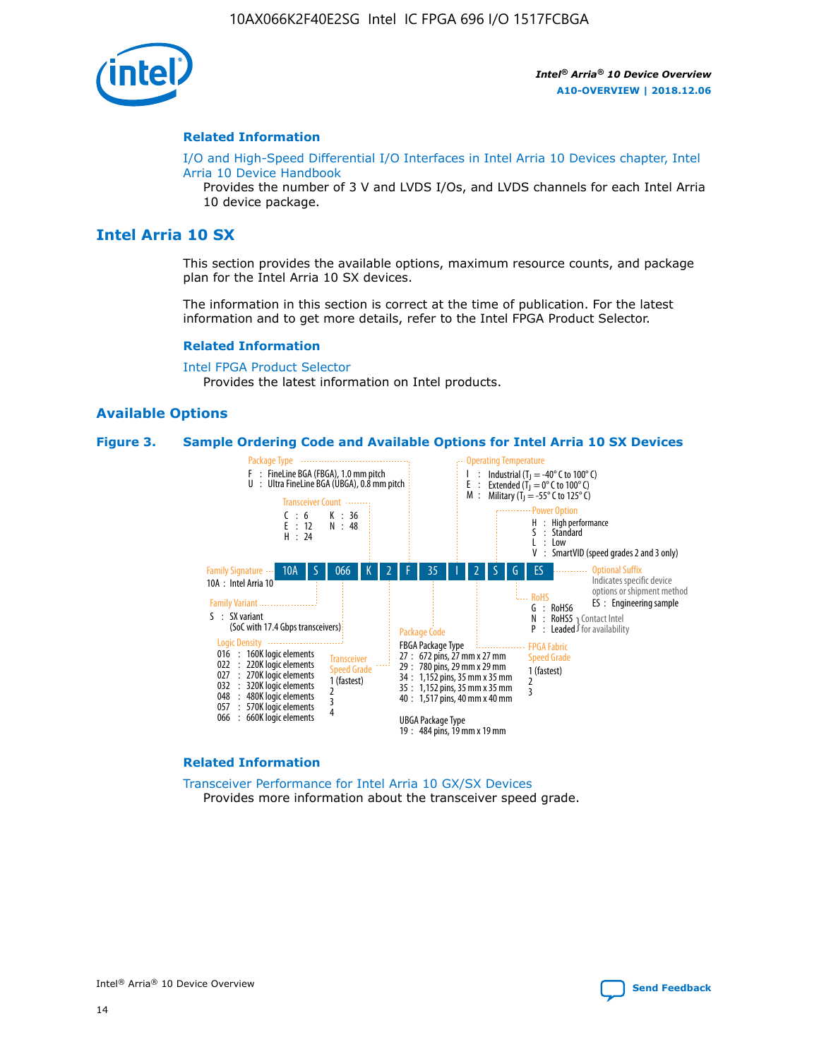## Related Information

I/O and High-Speed Differential I/O Interfaces in Intel Arria 10 Devices chapter, Intel Arria 10 Device Handbook
Provides the number of 3 V and LVDS I/Os, and LVDS channels for each Intel Arria 10 device package.

# Intel Arria 10 SX

This section provides the available options, maximum resource counts, and package plan for the Intel Arria 10 SX devices.

The information in this section is correct at the time of publication. For the latest information and to get more details, refer to the Intel FPGA Product Selector.

## Related Information

Intel FPGA Product Selector
Provides the latest information on Intel products.

## Available Options

**Figure 3. Sample Ordering Code and Available Options for Intel Arria 10 SX Devices**

Ordering code: 10A S 066 K 2 F 35 I 2 S G ES

- **Family Signature**
  - 10A : Intel Arria 10
- **Family Variant**
  - S : SX variant (SoC with 17.4 Gbps transceivers)
- **Logic Density**
  - 016 : 160K logic elements
  - 022 : 220K logic elements
  - 027 : 270K logic elements
  - 032 : 320K logic elements
  - 048 : 480K logic elements
  - 057 : 570K logic elements
  - 066 : 660K logic elements
- **Transceiver Count**
  - C : 6
  - E : 12
  - H : 24
  - K : 36
  - N : 48
- **Transceiver Speed Grade**
  - 1 (fastest)
  - 2
  - 3
  - 4
- **Package Type**
  - F : FineLine BGA (FBGA), 1.0 mm pitch
  - U : Ultra FineLine BGA (UBGA), 0.8 mm pitch
- **Package Code**
  - FBGA Package Type
    - 27 : 672 pins, 27 mm x 27 mm
    - 29 : 780 pins, 29 mm x 29 mm
    - 34 : 1,152 pins, 35 mm x 35 mm
    - 35 : 1,152 pins, 35 mm x 35 mm
    - 40 : 1,517 pins, 40 mm x 40 mm
  - UBGA Package Type
    - 19 : 484 pins, 19 mm x 19 mm
- **Operating Temperature**
  - I : Industrial ($T_J$ = -40° C to 100° C)
  - E : Extended ($T_J$ = 0° C to 100° C)
  - M : Military ($T_J$ = -55° C to 125° C)
- **FPGA Fabric Speed Grade**
  - 1 (fastest)
  - 2
  - 3
- **Power Option**
  - H : High performance
  - S : Standard
  - L : Low
  - V : SmartVID (speed grades 2 and 3 only)
- **RoHS**
  - G : RoHS6
  - N : RoHS5 (Contact Intel for availability)
  - P : Leaded (Contact Intel for availability)
- **Optional Suffix**
  - Indicates specific device options or shipment method
  - ES : Engineering sample

## Related Information

Transceiver Performance for Intel Arria 10 GX/SX Devices
Provides more information about the transceiver speed grade.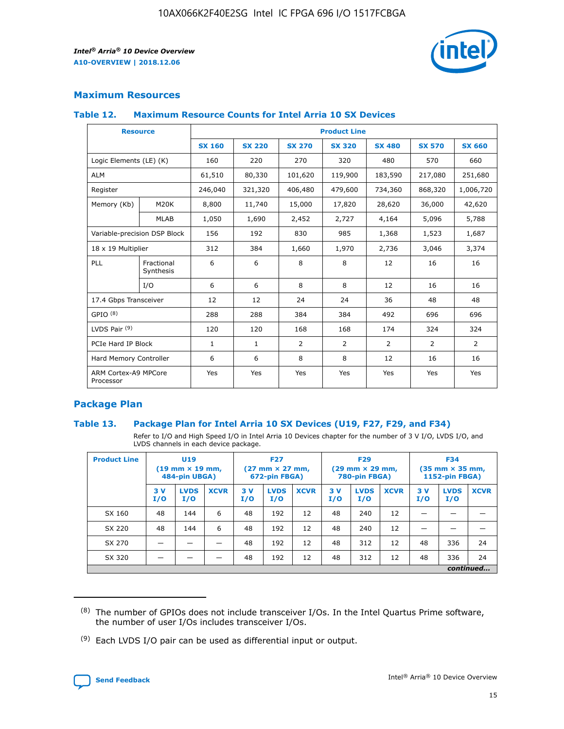## Maximum Resources

### Table 12. Maximum Resource Counts for Intel Arria 10 SX Devices

| Resource | | Product Line | | | | | | |
|---|---|---|---|---|---|---|---|---|
| | | SX 160 | SX 220 | SX 270 | SX 320 | SX 480 | SX 570 | SX 660 |
| Logic Elements (LE) (K) | | 160 | 220 | 270 | 320 | 480 | 570 | 660 |
| ALM | | 61,510 | 80,330 | 101,620 | 119,900 | 183,590 | 217,080 | 251,680 |
| Register | | 246,040 | 321,320 | 406,480 | 479,600 | 734,360 | 868,320 | 1,006,720 |
| Memory (Kb) | M20K | 8,800 | 11,740 | 15,000 | 17,820 | 28,620 | 36,000 | 42,620 |
| | MLAB | 1,050 | 1,690 | 2,452 | 2,727 | 4,164 | 5,096 | 5,788 |
| Variable-precision DSP Block | | 156 | 192 | 830 | 985 | 1,368 | 1,523 | 1,687 |
| 18 x 19 Multiplier | | 312 | 384 | 1,660 | 1,970 | 2,736 | 3,046 | 3,374 |
| PLL | Fractional Synthesis | 6 | 6 | 8 | 8 | 12 | 16 | 16 |
| | I/O | 6 | 6 | 8 | 8 | 12 | 16 | 16 |
| 17.4 Gbps Transceiver | | 12 | 12 | 24 | 24 | 36 | 48 | 48 |
| GPIO [8] | | 288 | 288 | 384 | 384 | 492 | 696 | 696 |
| LVDS Pair [9] | | 120 | 120 | 168 | 168 | 174 | 324 | 324 |
| PCIe Hard IP Block | | 1 | 1 | 2 | 2 | 2 | 2 | 2 |
| Hard Memory Controller | | 6 | 6 | 8 | 8 | 12 | 16 | 16 |
| ARM Cortex-A9 MPCore Processor | | Yes | Yes | Yes | Yes | Yes | Yes | Yes |

## Package Plan

### Table 13. Package Plan for Intel Arria 10 SX Devices (U19, F27, F29, and F34)

Refer to I/O and High Speed I/O in Intel Arria 10 Devices chapter for the number of 3 V I/O, LVDS I/O, and LVDS channels in each device package.

| Product Line | U19 (19 mm × 19 mm, 484-pin UBGA) | | | F27 (27 mm × 27 mm, 672-pin FBGA) | | | F29 (29 mm × 29 mm, 780-pin FBGA) | | | F34 (35 mm × 35 mm, 1152-pin FBGA) | | |
|---|---|---|---|---|---|---|---|---|---|---|---|---|
| | 3 V I/O | LVDS I/O | XCVR | 3 V I/O | LVDS I/O | XCVR | 3 V I/O | LVDS I/O | XCVR | 3 V I/O | LVDS I/O | XCVR |
| SX 160 | 48 | 144 | 6 | 48 | 192 | 12 | 48 | 240 | 12 | — | — | — |
| SX 220 | 48 | 144 | 6 | 48 | 192 | 12 | 48 | 240 | 12 | — | — | — |
| SX 270 | — | — | — | 48 | 192 | 12 | 48 | 312 | 12 | 48 | 336 | 24 |
| SX 320 | — | — | — | 48 | 192 | 12 | 48 | 312 | 12 | 48 | 336 | 24 |

*continued...*

(8) The number of GPIOs does not include transceiver I/Os. In the Intel Quartus Prime software, the number of user I/Os includes transceiver I/Os.

(9) Each LVDS I/O pair can be used as differential input or output.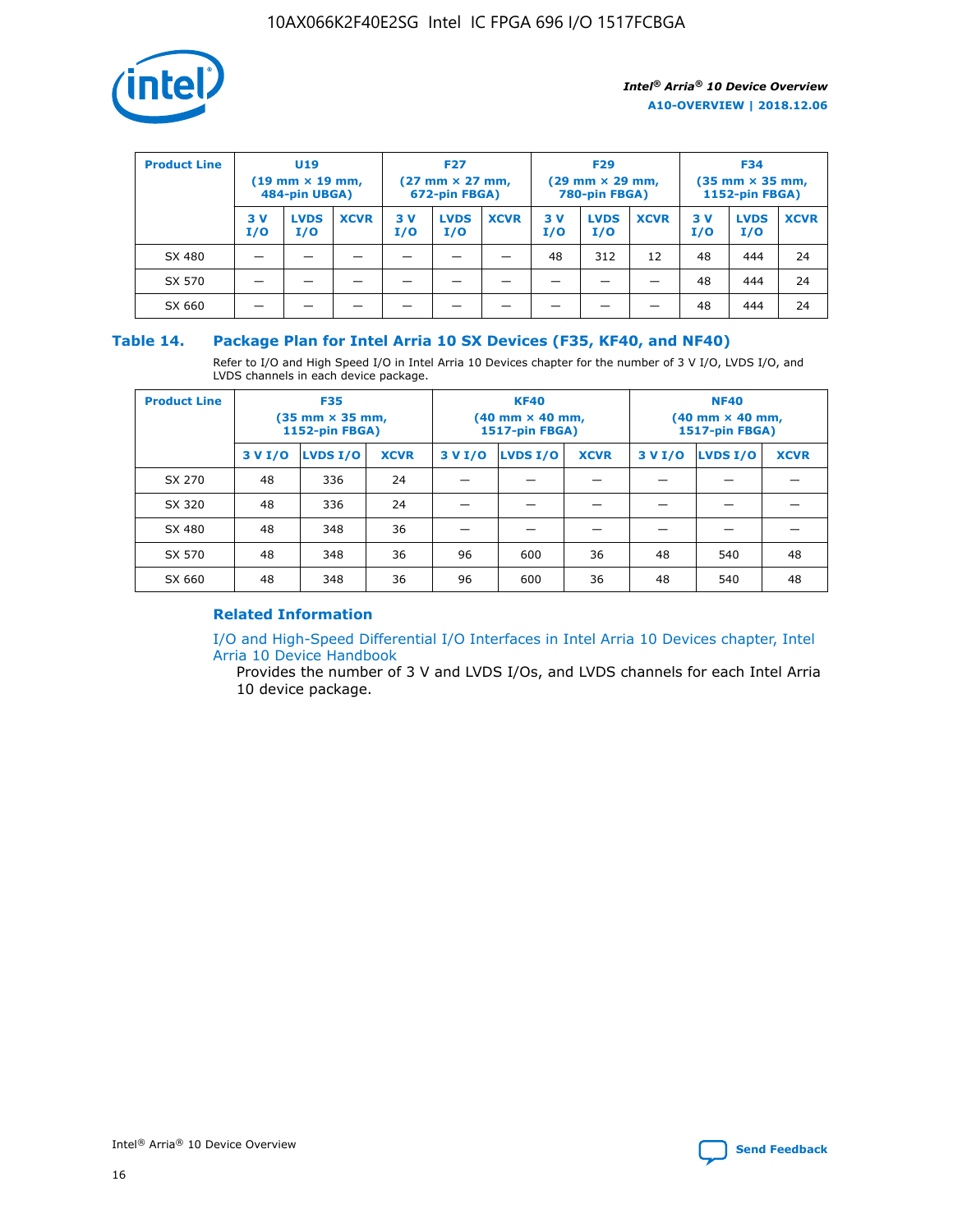| Product Line | U19 (19 mm × 19 mm, 484-pin UBGA) | | | F27 (27 mm × 27 mm, 672-pin FBGA) | | | F29 (29 mm × 29 mm, 780-pin FBGA) | | | F34 (35 mm × 35 mm, 1152-pin FBGA) | | |
|---|---|---|---|---|---|---|---|---|---|---|---|---|
| | 3 V I/O | LVDS I/O | XCVR | 3 V I/O | LVDS I/O | XCVR | 3 V I/O | LVDS I/O | XCVR | 3 V I/O | LVDS I/O | XCVR |
| SX 480 | — | — | — | — | — | — | 48 | 312 | 12 | 48 | 444 | 24 |
| SX 570 | — | — | — | — | — | — | — | — | — | 48 | 444 | 24 |
| SX 660 | — | — | — | — | — | — | — | — | — | 48 | 444 | 24 |

## Table 14. Package Plan for Intel Arria 10 SX Devices (F35, KF40, and NF40)

Refer to I/O and High Speed I/O in Intel Arria 10 Devices chapter for the number of 3 V I/O, LVDS I/O, and LVDS channels in each device package.

| Product Line | F35 (35 mm × 35 mm, 1152-pin FBGA) | | | KF40 (40 mm × 40 mm, 1517-pin FBGA) | | | NF40 (40 mm × 40 mm, 1517-pin FBGA) | | |
|---|---|---|---|---|---|---|---|---|---|
| | 3 V I/O | LVDS I/O | XCVR | 3 V I/O | LVDS I/O | XCVR | 3 V I/O | LVDS I/O | XCVR |
| SX 270 | 48 | 336 | 24 | — | — | — | — | — | — |
| SX 320 | 48 | 336 | 24 | — | — | — | — | — | — |
| SX 480 | 48 | 348 | 36 | — | — | — | — | — | — |
| SX 570 | 48 | 348 | 36 | 96 | 600 | 36 | 48 | 540 | 48 |
| SX 660 | 48 | 348 | 36 | 96 | 600 | 36 | 48 | 540 | 48 |

### Related Information

I/O and High-Speed Differential I/O Interfaces in Intel Arria 10 Devices chapter, Intel Arria 10 Device Handbook

Provides the number of 3 V and LVDS I/Os, and LVDS channels for each Intel Arria 10 device package.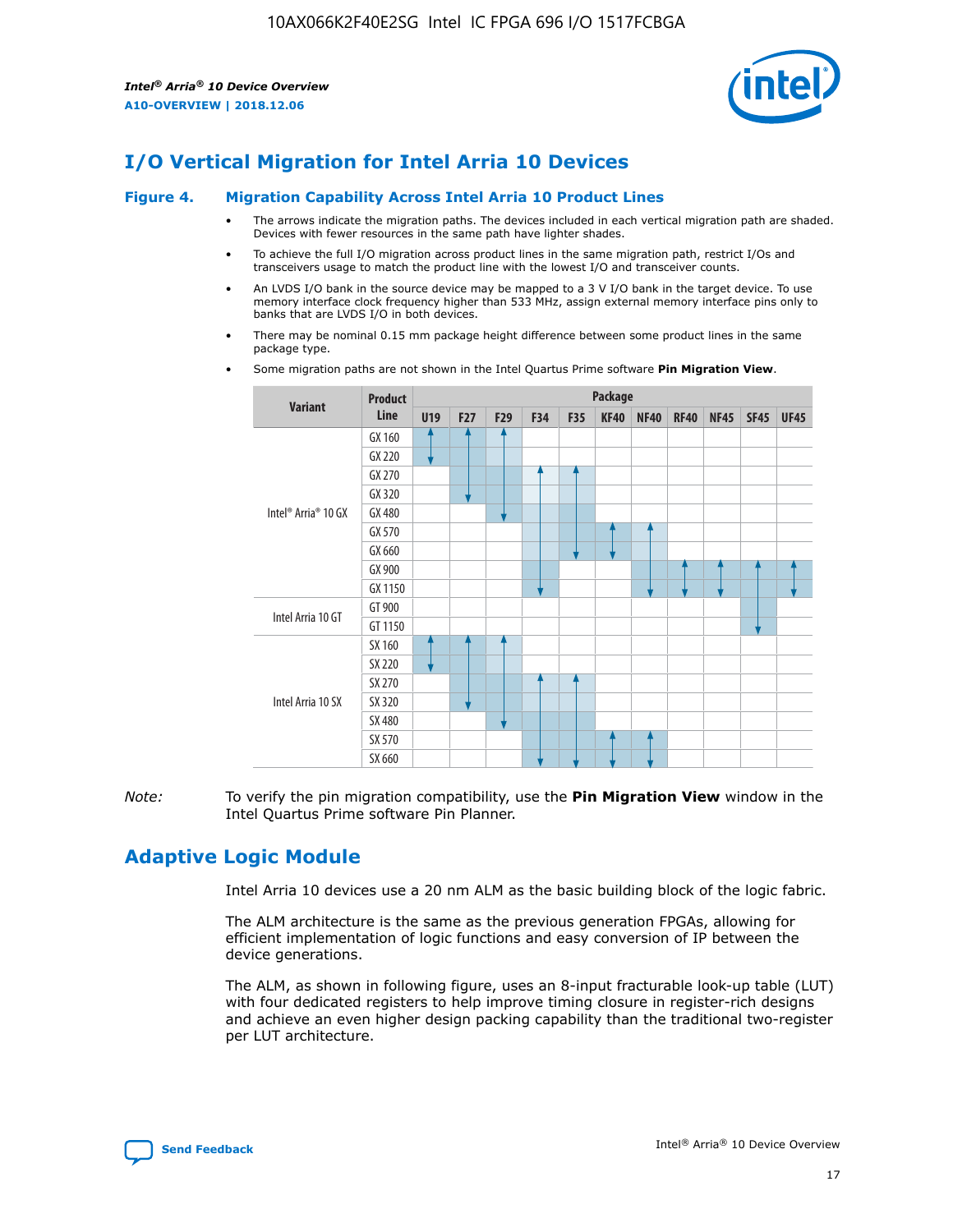# I/O Vertical Migration for Intel Arria 10 Devices

## Figure 4. Migration Capability Across Intel Arria 10 Product Lines

- The arrows indicate the migration paths. The devices included in each vertical migration path are shaded. Devices with fewer resources in the same path have lighter shades.
- To achieve the full I/O migration across product lines in the same migration path, restrict I/Os and transceivers usage to match the product line with the lowest I/O and transceiver counts.
- An LVDS I/O bank in the source device may be mapped to a 3 V I/O bank in the target device. To use memory interface clock frequency higher than 533 MHz, assign external memory interface pins only to banks that are LVDS I/O in both devices.
- There may be nominal 0.15 mm package height difference between some product lines in the same package type.
- Some migration paths are not shown in the Intel Quartus Prime software **Pin Migration View**.

| Variant | Product Line | U19 | F27 | F29 | F34 | F35 | KF40 | NF40 | RF40 | NF45 | SF45 | UF45 |
|---|---|---|---|---|---|---|---|---|---|---|---|---|
| Intel® Arria® 10 GX | GX 160 | | | | | | | | | | | |
| | GX 220 | | | | | | | | | | | |
| | GX 270 | | | | | | | | | | | |
| | GX 320 | | | | | | | | | | | |
| | GX 480 | | | | | | | | | | | |
| | GX 570 | | | | | | | | | | | |
| | GX 660 | | | | | | | | | | | |
| | GX 900 | | | | | | | | | | | |
| | GX 1150 | | | | | | | | | | | |
| Intel Arria 10 GT | GT 900 | | | | | | | | | | | |
| | GT 1150 | | | | | | | | | | | |
| Intel Arria 10 SX | SX 160 | | | | | | | | | | | |
| | SX 220 | | | | | | | | | | | |
| | SX 270 | | | | | | | | | | | |
| | SX 320 | | | | | | | | | | | |
| | SX 480 | | | | | | | | | | | |
| | SX 570 | | | | | | | | | | | |
| | SX 660 | | | | | | | | | | | |

*Note:* To verify the pin migration compatibility, use the **Pin Migration View** window in the Intel Quartus Prime software Pin Planner.

# Adaptive Logic Module

Intel Arria 10 devices use a 20 nm ALM as the basic building block of the logic fabric.

The ALM architecture is the same as the previous generation FPGAs, allowing for efficient implementation of logic functions and easy conversion of IP between the device generations.

The ALM, as shown in following figure, uses an 8-input fracturable look-up table (LUT) with four dedicated registers to help improve timing closure in register-rich designs and achieve an even higher design packing capability than the traditional two-register per LUT architecture.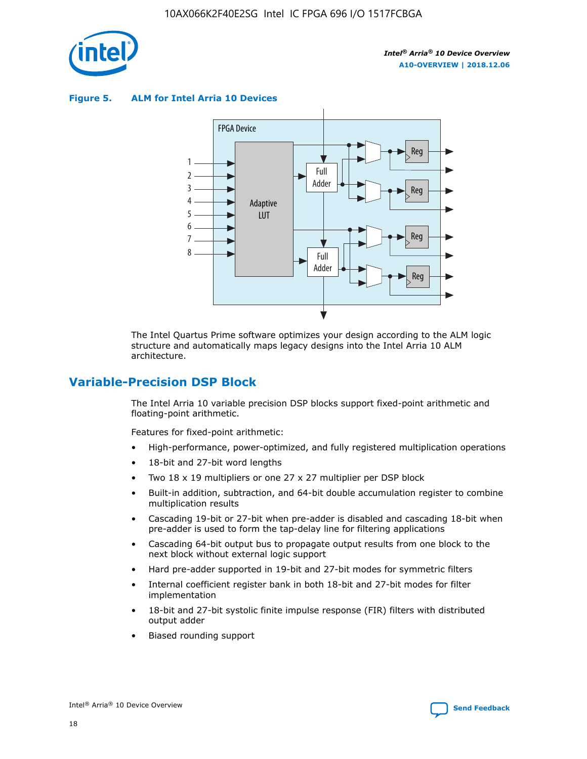**Figure 5. ALM for Intel Arria 10 Devices**

The Intel Quartus Prime software optimizes your design according to the ALM logic structure and automatically maps legacy designs into the Intel Arria 10 ALM architecture.

## Variable-Precision DSP Block

The Intel Arria 10 variable precision DSP blocks support fixed-point arithmetic and floating-point arithmetic.

Features for fixed-point arithmetic:

- High-performance, power-optimized, and fully registered multiplication operations
- 18-bit and 27-bit word lengths
- Two 18 x 19 multipliers or one 27 x 27 multiplier per DSP block
- Built-in addition, subtraction, and 64-bit double accumulation register to combine multiplication results
- Cascading 19-bit or 27-bit when pre-adder is disabled and cascading 18-bit when pre-adder is used to form the tap-delay line for filtering applications
- Cascading 64-bit output bus to propagate output results from one block to the next block without external logic support
- Hard pre-adder supported in 19-bit and 27-bit modes for symmetric filters
- Internal coefficient register bank in both 18-bit and 27-bit modes for filter implementation
- 18-bit and 27-bit systolic finite impulse response (FIR) filters with distributed output adder
- Biased rounding support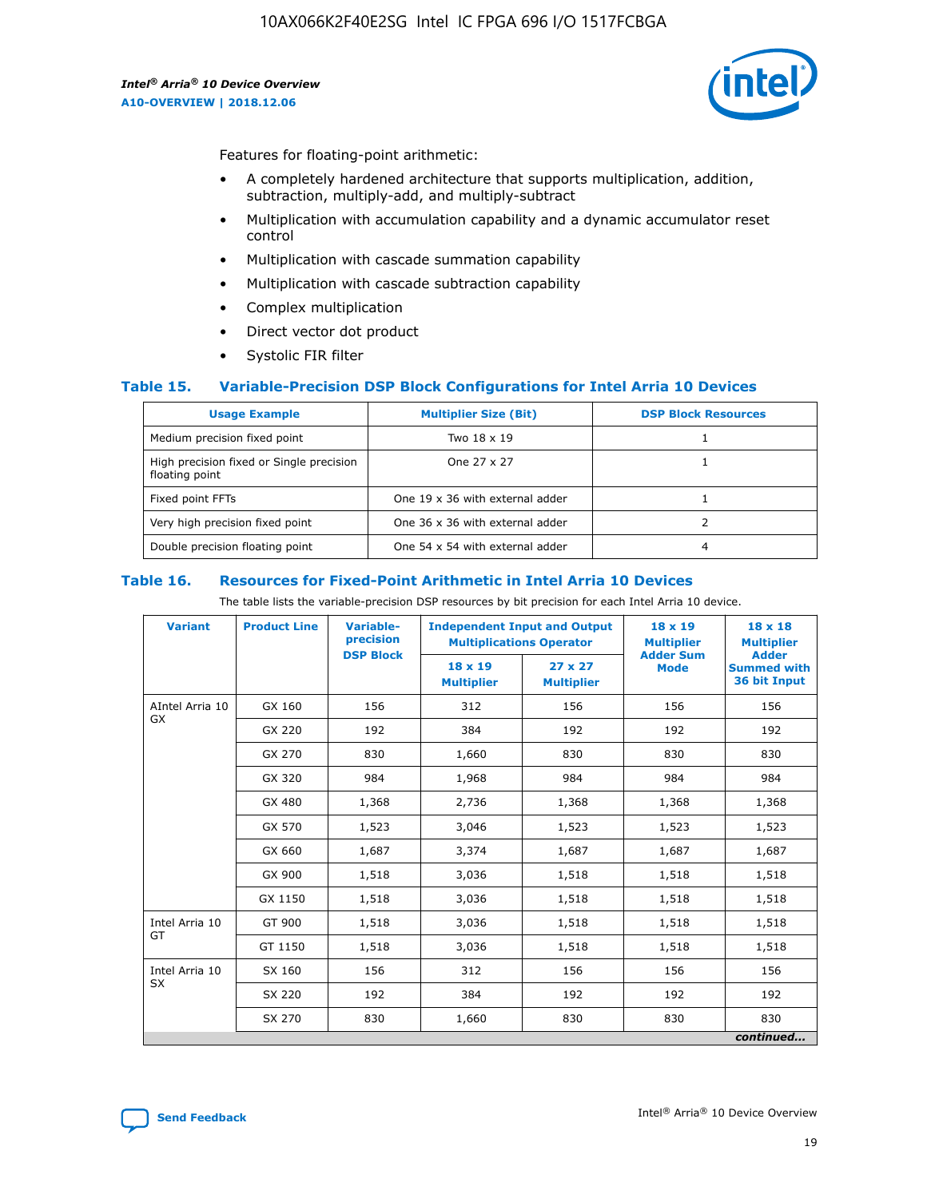Features for floating-point arithmetic:

- A completely hardened architecture that supports multiplication, addition, subtraction, multiply-add, and multiply-subtract
- Multiplication with accumulation capability and a dynamic accumulator reset control
- Multiplication with cascade summation capability
- Multiplication with cascade subtraction capability
- Complex multiplication
- Direct vector dot product
- Systolic FIR filter

### Table 15. Variable-Precision DSP Block Configurations for Intel Arria 10 Devices

| Usage Example | Multiplier Size (Bit) | DSP Block Resources |
|---|---|---|
| Medium precision fixed point | Two 18 x 19 | 1 |
| High precision fixed or Single precision floating point | One 27 x 27 | 1 |
| Fixed point FFTs | One 19 x 36 with external adder | 1 |
| Very high precision fixed point | One 36 x 36 with external adder | 2 |
| Double precision floating point | One 54 x 54 with external adder | 4 |

### Table 16. Resources for Fixed-Point Arithmetic in Intel Arria 10 Devices

The table lists the variable-precision DSP resources by bit precision for each Intel Arria 10 device.

| Variant | Product Line | Variable-precision DSP Block | Independent Input and Output Multiplications Operator | | 18 x 19 Multiplier Adder Sum Mode | 18 x 18 Multiplier Adder Summed with 36 bit Input |
|---|---|---|---|---|---|---|
| | | | 18 x 19 Multiplier | 27 x 27 Multiplier | | |
| AIntel Arria 10 GX | GX 160 | 156 | 312 | 156 | 156 | 156 |
| | GX 220 | 192 | 384 | 192 | 192 | 192 |
| | GX 270 | 830 | 1,660 | 830 | 830 | 830 |
| | GX 320 | 984 | 1,968 | 984 | 984 | 984 |
| | GX 480 | 1,368 | 2,736 | 1,368 | 1,368 | 1,368 |
| | GX 570 | 1,523 | 3,046 | 1,523 | 1,523 | 1,523 |
| | GX 660 | 1,687 | 3,374 | 1,687 | 1,687 | 1,687 |
| | GX 900 | 1,518 | 3,036 | 1,518 | 1,518 | 1,518 |
| | GX 1150 | 1,518 | 3,036 | 1,518 | 1,518 | 1,518 |
| Intel Arria 10 GT | GT 900 | 1,518 | 3,036 | 1,518 | 1,518 | 1,518 |
| | GT 1150 | 1,518 | 3,036 | 1,518 | 1,518 | 1,518 |
| Intel Arria 10 SX | SX 160 | 156 | 312 | 156 | 156 | 156 |
| | SX 220 | 192 | 384 | 192 | 192 | 192 |
| | SX 270 | 830 | 1,660 | 830 | 830 | 830 |

*continued...*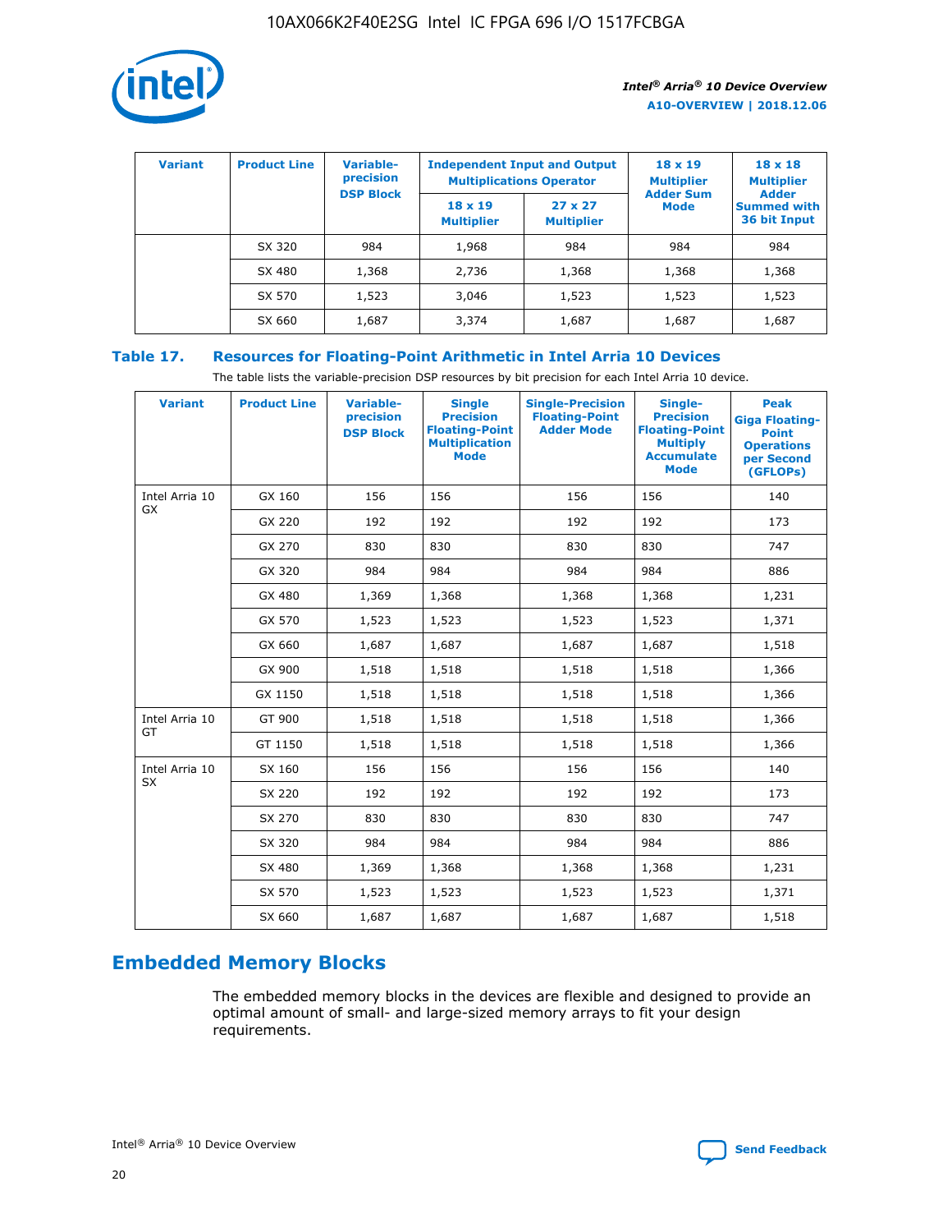| Variant | Product Line | Variable-precision DSP Block | Independent Input and Output Multiplications Operator | | 18 x 19 Multiplier Adder Sum Mode | 18 x 18 Multiplier Adder Summed with 36 bit Input |
|---|---|---|---|---|---|---|
| | | | 18 x 19 Multiplier | 27 x 27 Multiplier | | |
| | SX 320 | 984 | 1,968 | 984 | 984 | 984 |
| | SX 480 | 1,368 | 2,736 | 1,368 | 1,368 | 1,368 |
| | SX 570 | 1,523 | 3,046 | 1,523 | 1,523 | 1,523 |
| | SX 660 | 1,687 | 3,374 | 1,687 | 1,687 | 1,687 |

### Table 17. Resources for Floating-Point Arithmetic in Intel Arria 10 Devices

The table lists the variable-precision DSP resources by bit precision for each Intel Arria 10 device.

| Variant | Product Line | Variable-precision DSP Block | Single Precision Floating-Point Multiplication Mode | Single-Precision Floating-Point Adder Mode | Single-Precision Floating-Point Multiply Accumulate Mode | Peak Giga Floating-Point Operations per Second (GFLOPs) |
|---|---|---|---|---|---|---|
| Intel Arria 10 GX | GX 160 | 156 | 156 | 156 | 156 | 140 |
| | GX 220 | 192 | 192 | 192 | 192 | 173 |
| | GX 270 | 830 | 830 | 830 | 830 | 747 |
| | GX 320 | 984 | 984 | 984 | 984 | 886 |
| | GX 480 | 1,369 | 1,368 | 1,368 | 1,368 | 1,231 |
| | GX 570 | 1,523 | 1,523 | 1,523 | 1,523 | 1,371 |
| | GX 660 | 1,687 | 1,687 | 1,687 | 1,687 | 1,518 |
| | GX 900 | 1,518 | 1,518 | 1,518 | 1,518 | 1,366 |
| | GX 1150 | 1,518 | 1,518 | 1,518 | 1,518 | 1,366 |
| Intel Arria 10 GT | GT 900 | 1,518 | 1,518 | 1,518 | 1,518 | 1,366 |
| | GT 1150 | 1,518 | 1,518 | 1,518 | 1,518 | 1,366 |
| Intel Arria 10 SX | SX 160 | 156 | 156 | 156 | 156 | 140 |
| | SX 220 | 192 | 192 | 192 | 192 | 173 |
| | SX 270 | 830 | 830 | 830 | 830 | 747 |
| | SX 320 | 984 | 984 | 984 | 984 | 886 |
| | SX 480 | 1,369 | 1,368 | 1,368 | 1,368 | 1,231 |
| | SX 570 | 1,523 | 1,523 | 1,523 | 1,523 | 1,371 |
| | SX 660 | 1,687 | 1,687 | 1,687 | 1,687 | 1,518 |

## Embedded Memory Blocks

The embedded memory blocks in the devices are flexible and designed to provide an optimal amount of small- and large-sized memory arrays to fit your design requirements.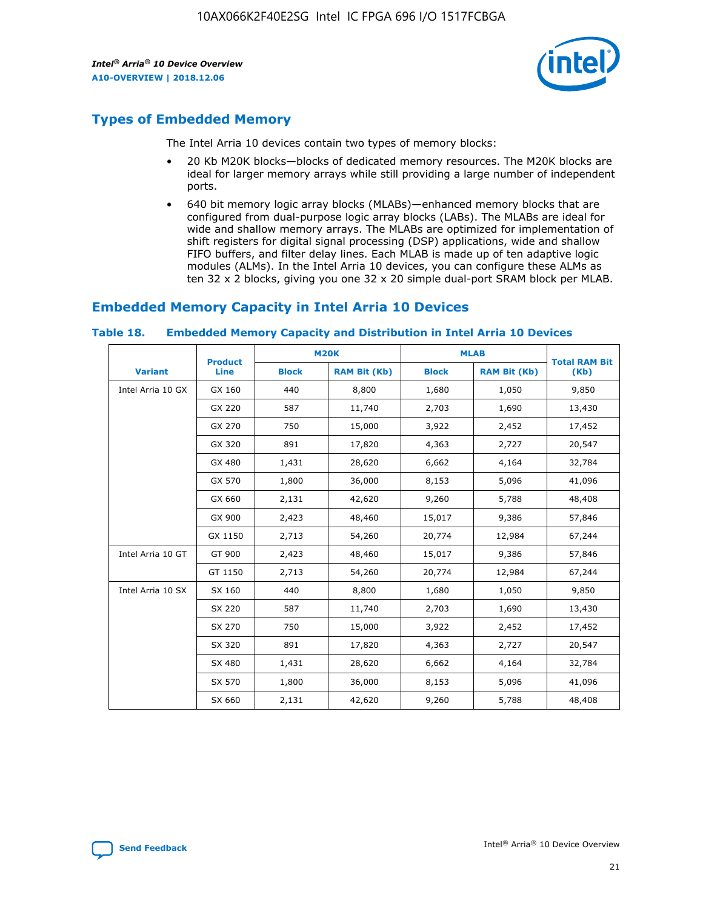## Types of Embedded Memory

The Intel Arria 10 devices contain two types of memory blocks:

- 20 Kb M20K blocks—blocks of dedicated memory resources. The M20K blocks are ideal for larger memory arrays while still providing a large number of independent ports.
- 640 bit memory logic array blocks (MLABs)—enhanced memory blocks that are configured from dual-purpose logic array blocks (LABs). The MLABs are ideal for wide and shallow memory arrays. The MLABs are optimized for implementation of shift registers for digital signal processing (DSP) applications, wide and shallow FIFO buffers, and filter delay lines. Each MLAB is made up of ten adaptive logic modules (ALMs). In the Intel Arria 10 devices, you can configure these ALMs as ten 32 x 2 blocks, giving you one 32 x 20 simple dual-port SRAM block per MLAB.

## Embedded Memory Capacity in Intel Arria 10 Devices

**Table 18. Embedded Memory Capacity and Distribution in Intel Arria 10 Devices**

| Variant | Product Line | M20K | | MLAB | | Total RAM Bit (Kb) |
|---|---|---|---|---|---|---|
| | | Block | RAM Bit (Kb) | Block | RAM Bit (Kb) | |
| Intel Arria 10 GX | GX 160 | 440 | 8,800 | 1,680 | 1,050 | 9,850 |
| | GX 220 | 587 | 11,740 | 2,703 | 1,690 | 13,430 |
| | GX 270 | 750 | 15,000 | 3,922 | 2,452 | 17,452 |
| | GX 320 | 891 | 17,820 | 4,363 | 2,727 | 20,547 |
| | GX 480 | 1,431 | 28,620 | 6,662 | 4,164 | 32,784 |
| | GX 570 | 1,800 | 36,000 | 8,153 | 5,096 | 41,096 |
| | GX 660 | 2,131 | 42,620 | 9,260 | 5,788 | 48,408 |
| | GX 900 | 2,423 | 48,460 | 15,017 | 9,386 | 57,846 |
| | GX 1150 | 2,713 | 54,260 | 20,774 | 12,984 | 67,244 |
| Intel Arria 10 GT | GT 900 | 2,423 | 48,460 | 15,017 | 9,386 | 57,846 |
| | GT 1150 | 2,713 | 54,260 | 20,774 | 12,984 | 67,244 |
| Intel Arria 10 SX | SX 160 | 440 | 8,800 | 1,680 | 1,050 | 9,850 |
| | SX 220 | 587 | 11,740 | 2,703 | 1,690 | 13,430 |
| | SX 270 | 750 | 15,000 | 3,922 | 2,452 | 17,452 |
| | SX 320 | 891 | 17,820 | 4,363 | 2,727 | 20,547 |
| | SX 480 | 1,431 | 28,620 | 6,662 | 4,164 | 32,784 |
| | SX 570 | 1,800 | 36,000 | 8,153 | 5,096 | 41,096 |
| | SX 660 | 2,131 | 42,620 | 9,260 | 5,788 | 48,408 |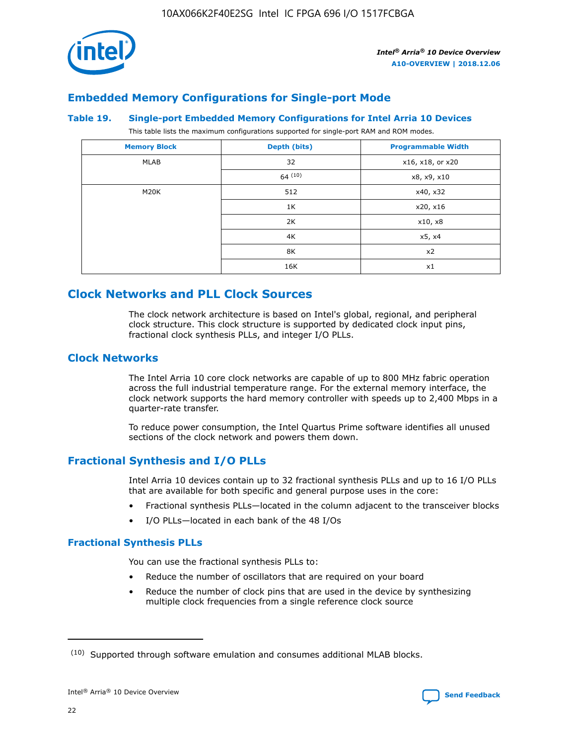## Embedded Memory Configurations for Single-port Mode

**Table 19. Single-port Embedded Memory Configurations for Intel Arria 10 Devices**

This table lists the maximum configurations supported for single-port RAM and ROM modes.

| Memory Block | Depth (bits) | Programmable Width |
|---|---|---|
| MLAB | 32 | x16, x18, or x20 |
| | 64 [10] | x8, x9, x10 |
| M20K | 512 | x40, x32 |
| | 1K | x20, x16 |
| | 2K | x10, x8 |
| | 4K | x5, x4 |
| | 8K | x2 |
| | 16K | x1 |

# Clock Networks and PLL Clock Sources

The clock network architecture is based on Intel's global, regional, and peripheral clock structure. This clock structure is supported by dedicated clock input pins, fractional clock synthesis PLLs, and integer I/O PLLs.

## Clock Networks

The Intel Arria 10 core clock networks are capable of up to 800 MHz fabric operation across the full industrial temperature range. For the external memory interface, the clock network supports the hard memory controller with speeds up to 2,400 Mbps in a quarter-rate transfer.

To reduce power consumption, the Intel Quartus Prime software identifies all unused sections of the clock network and powers them down.

## Fractional Synthesis and I/O PLLs

Intel Arria 10 devices contain up to 32 fractional synthesis PLLs and up to 16 I/O PLLs that are available for both specific and general purpose uses in the core:

- Fractional synthesis PLLs—located in the column adjacent to the transceiver blocks
- I/O PLLs—located in each bank of the 48 I/Os

### Fractional Synthesis PLLs

You can use the fractional synthesis PLLs to:

- Reduce the number of oscillators that are required on your board
- Reduce the number of clock pins that are used in the device by synthesizing multiple clock frequencies from a single reference clock source

---

(10) Supported through software emulation and consumes additional MLAB blocks.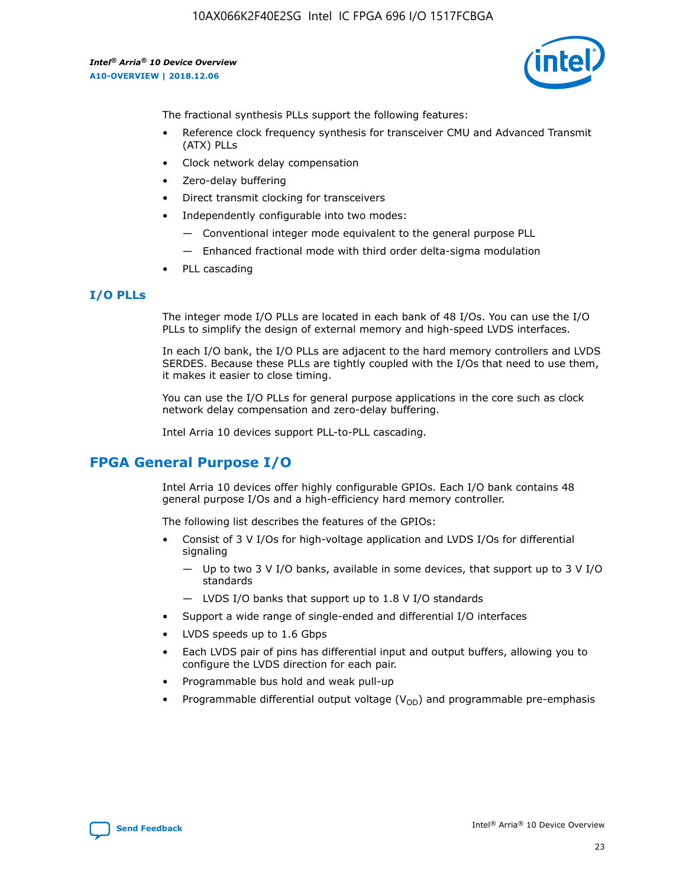The fractional synthesis PLLs support the following features:

- Reference clock frequency synthesis for transceiver CMU and Advanced Transmit (ATX) PLLs
- Clock network delay compensation
- Zero-delay buffering
- Direct transmit clocking for transceivers
- Independently configurable into two modes:
  - Conventional integer mode equivalent to the general purpose PLL
  - Enhanced fractional mode with third order delta-sigma modulation
- PLL cascading

### I/O PLLs

The integer mode I/O PLLs are located in each bank of 48 I/Os. You can use the I/O PLLs to simplify the design of external memory and high-speed LVDS interfaces.

In each I/O bank, the I/O PLLs are adjacent to the hard memory controllers and LVDS SERDES. Because these PLLs are tightly coupled with the I/Os that need to use them, it makes it easier to close timing.

You can use the I/O PLLs for general purpose applications in the core such as clock network delay compensation and zero-delay buffering.

Intel Arria 10 devices support PLL-to-PLL cascading.

## FPGA General Purpose I/O

Intel Arria 10 devices offer highly configurable GPIOs. Each I/O bank contains 48 general purpose I/Os and a high-efficiency hard memory controller.

The following list describes the features of the GPIOs:

- Consist of 3 V I/Os for high-voltage application and LVDS I/Os for differential signaling
  - Up to two 3 V I/O banks, available in some devices, that support up to 3 V I/O standards
  - LVDS I/O banks that support up to 1.8 V I/O standards
- Support a wide range of single-ended and differential I/O interfaces
- LVDS speeds up to 1.6 Gbps
- Each LVDS pair of pins has differential input and output buffers, allowing you to configure the LVDS direction for each pair.
- Programmable bus hold and weak pull-up
- Programmable differential output voltage ($V_{OD}$) and programmable pre-emphasis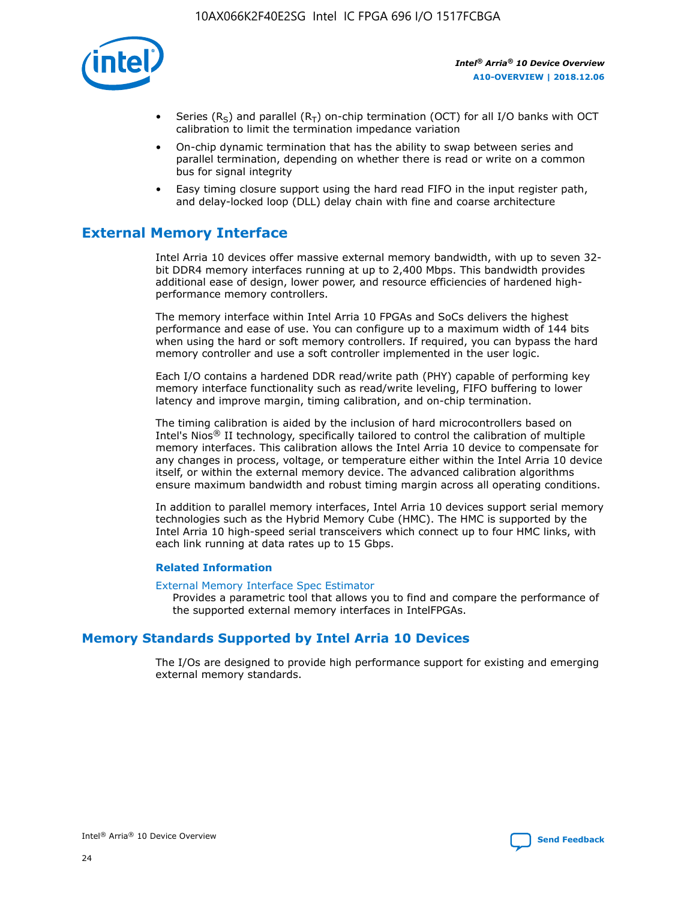- Series ($R_S$) and parallel ($R_T$) on-chip termination (OCT) for all I/O banks with OCT calibration to limit the termination impedance variation
- On-chip dynamic termination that has the ability to swap between series and parallel termination, depending on whether there is read or write on a common bus for signal integrity
- Easy timing closure support using the hard read FIFO in the input register path, and delay-locked loop (DLL) delay chain with fine and coarse architecture

## External Memory Interface

Intel Arria 10 devices offer massive external memory bandwidth, with up to seven 32-bit DDR4 memory interfaces running at up to 2,400 Mbps. This bandwidth provides additional ease of design, lower power, and resource efficiencies of hardened high-performance memory controllers.

The memory interface within Intel Arria 10 FPGAs and SoCs delivers the highest performance and ease of use. You can configure up to a maximum width of 144 bits when using the hard or soft memory controllers. If required, you can bypass the hard memory controller and use a soft controller implemented in the user logic.

Each I/O contains a hardened DDR read/write path (PHY) capable of performing key memory interface functionality such as read/write leveling, FIFO buffering to lower latency and improve margin, timing calibration, and on-chip termination.

The timing calibration is aided by the inclusion of hard microcontrollers based on Intel's Nios® II technology, specifically tailored to control the calibration of multiple memory interfaces. This calibration allows the Intel Arria 10 device to compensate for any changes in process, voltage, or temperature either within the Intel Arria 10 device itself, or within the external memory device. The advanced calibration algorithms ensure maximum bandwidth and robust timing margin across all operating conditions.

In addition to parallel memory interfaces, Intel Arria 10 devices support serial memory technologies such as the Hybrid Memory Cube (HMC). The HMC is supported by the Intel Arria 10 high-speed serial transceivers which connect up to four HMC links, with each link running at data rates up to 15 Gbps.

### Related Information

External Memory Interface Spec Estimator
Provides a parametric tool that allows you to find and compare the performance of the supported external memory interfaces in IntelFPGAs.

## Memory Standards Supported by Intel Arria 10 Devices

The I/Os are designed to provide high performance support for existing and emerging external memory standards.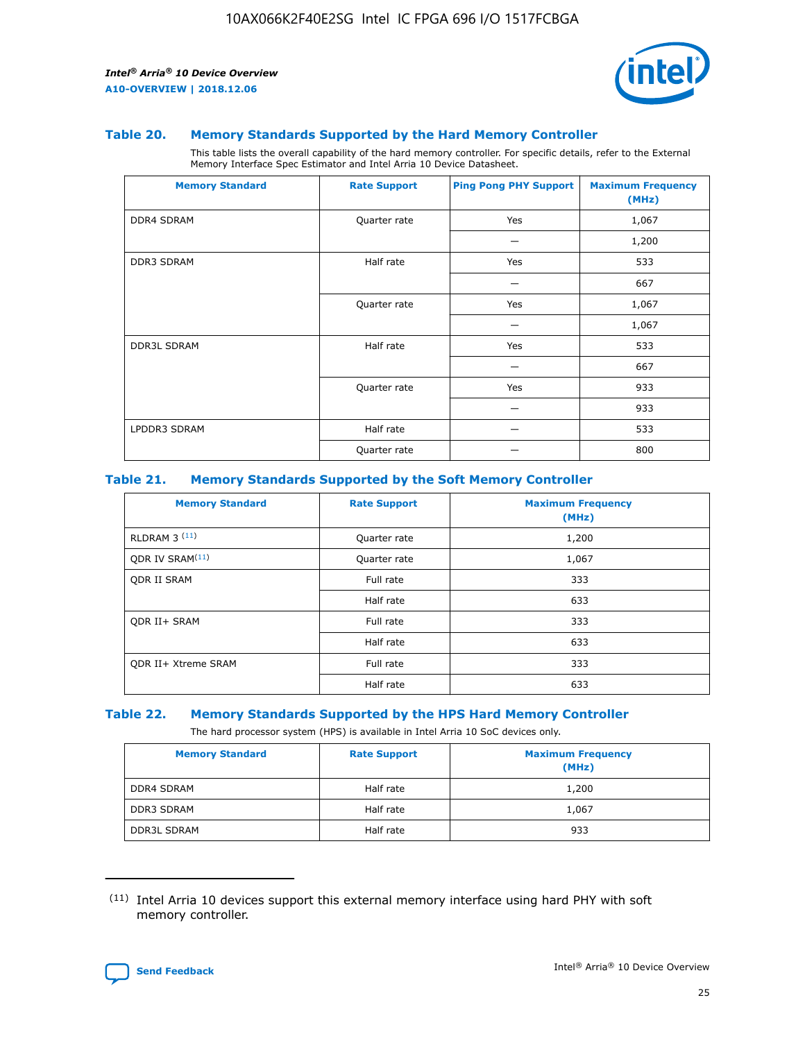### Table 20. Memory Standards Supported by the Hard Memory Controller

This table lists the overall capability of the hard memory controller. For specific details, refer to the External Memory Interface Spec Estimator and Intel Arria 10 Device Datasheet.

| Memory Standard | Rate Support | Ping Pong PHY Support | Maximum Frequency (MHz) |
|---|---|---|---|
| DDR4 SDRAM | Quarter rate | Yes | 1,067 |
| | | — | 1,200 |
| DDR3 SDRAM | Half rate | Yes | 533 |
| | | — | 667 |
| | Quarter rate | Yes | 1,067 |
| | | — | 1,067 |
| DDR3L SDRAM | Half rate | Yes | 533 |
| | | — | 667 |
| | Quarter rate | Yes | 933 |
| | | — | 933 |
| LPDDR3 SDRAM | Half rate | — | 533 |
| | Quarter rate | — | 800 |

### Table 21. Memory Standards Supported by the Soft Memory Controller

| Memory Standard | Rate Support | Maximum Frequency (MHz) |
|---|---|---|
| RLDRAM 3 [(11)] | Quarter rate | 1,200 |
| QDR IV SRAM[(11)] | Quarter rate | 1,067 |
| QDR II SRAM | Full rate | 333 |
| | Half rate | 633 |
| QDR II+ SRAM | Full rate | 333 |
| | Half rate | 633 |
| QDR II+ Xtreme SRAM | Full rate | 333 |
| | Half rate | 633 |

### Table 22. Memory Standards Supported by the HPS Hard Memory Controller

The hard processor system (HPS) is available in Intel Arria 10 SoC devices only.

| Memory Standard | Rate Support | Maximum Frequency (MHz) |
|---|---|---|
| DDR4 SDRAM | Half rate | 1,200 |
| DDR3 SDRAM | Half rate | 1,067 |
| DDR3L SDRAM | Half rate | 933 |

(11) Intel Arria 10 devices support this external memory interface using hard PHY with soft memory controller.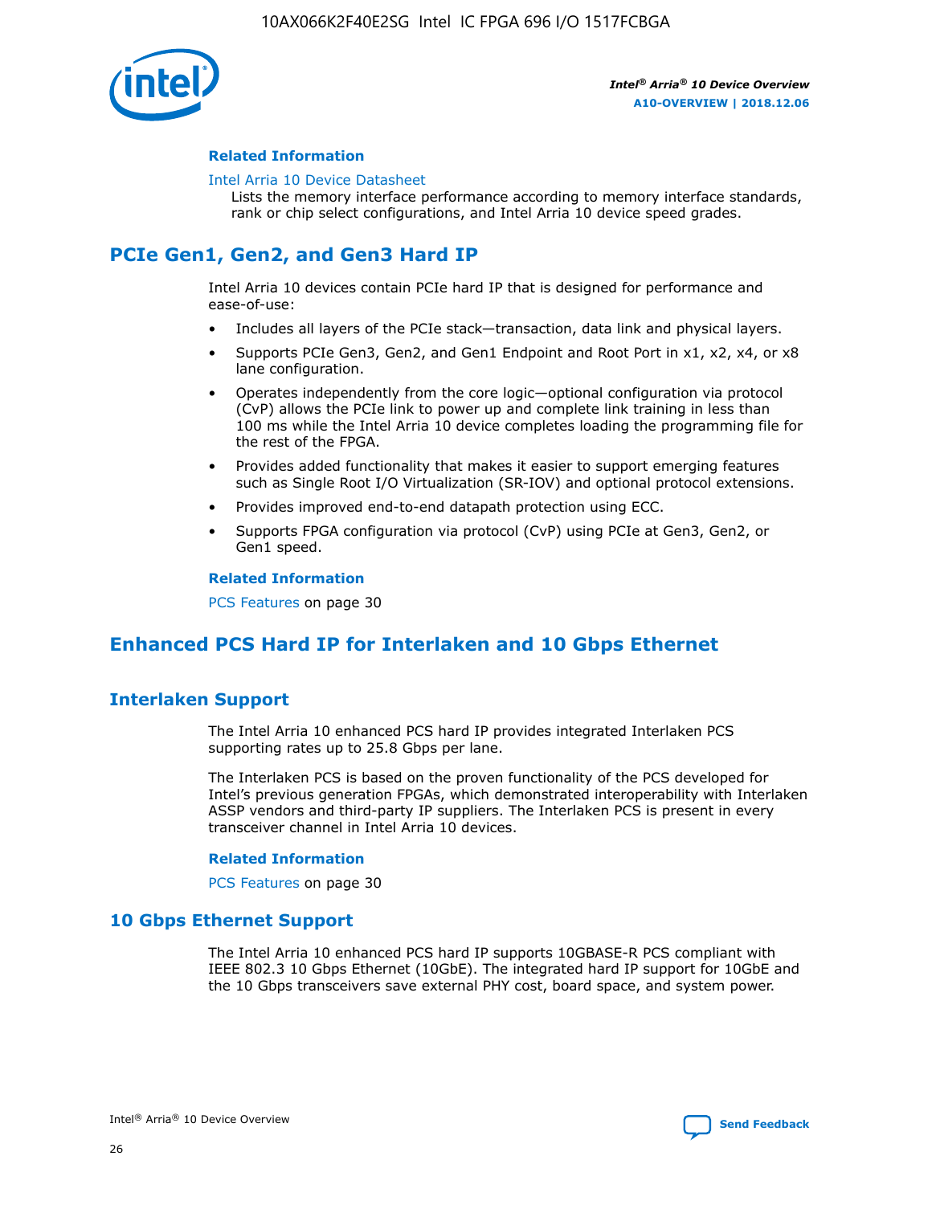### Related Information

Intel Arria 10 Device Datasheet
Lists the memory interface performance according to memory interface standards, rank or chip select configurations, and Intel Arria 10 device speed grades.

## PCIe Gen1, Gen2, and Gen3 Hard IP

Intel Arria 10 devices contain PCIe hard IP that is designed for performance and ease-of-use:

- Includes all layers of the PCIe stack—transaction, data link and physical layers.
- Supports PCIe Gen3, Gen2, and Gen1 Endpoint and Root Port in x1, x2, x4, or x8 lane configuration.
- Operates independently from the core logic—optional configuration via protocol (CvP) allows the PCIe link to power up and complete link training in less than 100 ms while the Intel Arria 10 device completes loading the programming file for the rest of the FPGA.
- Provides added functionality that makes it easier to support emerging features such as Single Root I/O Virtualization (SR-IOV) and optional protocol extensions.
- Provides improved end-to-end datapath protection using ECC.
- Supports FPGA configuration via protocol (CvP) using PCIe at Gen3, Gen2, or Gen1 speed.

### Related Information

PCS Features on page 30

## Enhanced PCS Hard IP for Interlaken and 10 Gbps Ethernet

## Interlaken Support

The Intel Arria 10 enhanced PCS hard IP provides integrated Interlaken PCS supporting rates up to 25.8 Gbps per lane.

The Interlaken PCS is based on the proven functionality of the PCS developed for Intel's previous generation FPGAs, which demonstrated interoperability with Interlaken ASSP vendors and third-party IP suppliers. The Interlaken PCS is present in every transceiver channel in Intel Arria 10 devices.

### Related Information

PCS Features on page 30

## 10 Gbps Ethernet Support

The Intel Arria 10 enhanced PCS hard IP supports 10GBASE-R PCS compliant with IEEE 802.3 10 Gbps Ethernet (10GbE). The integrated hard IP support for 10GbE and the 10 Gbps transceivers save external PHY cost, board space, and system power.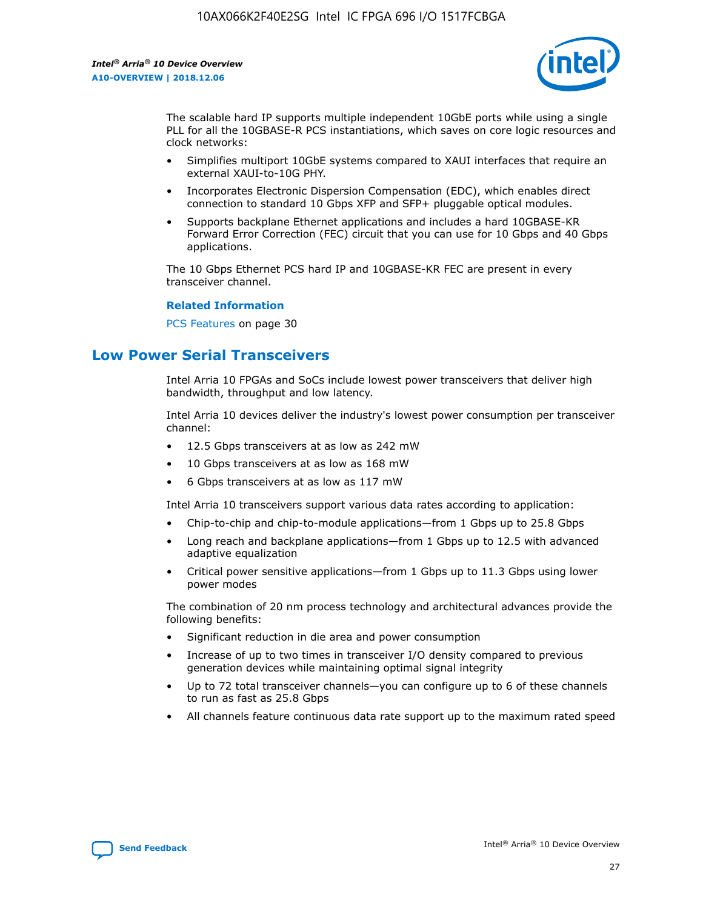The scalable hard IP supports multiple independent 10GbE ports while using a single PLL for all the 10GBASE-R PCS instantiations, which saves on core logic resources and clock networks:

- Simplifies multiport 10GbE systems compared to XAUI interfaces that require an external XAUI-to-10G PHY.
- Incorporates Electronic Dispersion Compensation (EDC), which enables direct connection to standard 10 Gbps XFP and SFP+ pluggable optical modules.
- Supports backplane Ethernet applications and includes a hard 10GBASE-KR Forward Error Correction (FEC) circuit that you can use for 10 Gbps and 40 Gbps applications.

The 10 Gbps Ethernet PCS hard IP and 10GBASE-KR FEC are present in every transceiver channel.

**Related Information**

PCS Features on page 30

## Low Power Serial Transceivers

Intel Arria 10 FPGAs and SoCs include lowest power transceivers that deliver high bandwidth, throughput and low latency.

Intel Arria 10 devices deliver the industry's lowest power consumption per transceiver channel:

- 12.5 Gbps transceivers at as low as 242 mW
- 10 Gbps transceivers at as low as 168 mW
- 6 Gbps transceivers at as low as 117 mW

Intel Arria 10 transceivers support various data rates according to application:

- Chip-to-chip and chip-to-module applications—from 1 Gbps up to 25.8 Gbps
- Long reach and backplane applications—from 1 Gbps up to 12.5 with advanced adaptive equalization
- Critical power sensitive applications—from 1 Gbps up to 11.3 Gbps using lower power modes

The combination of 20 nm process technology and architectural advances provide the following benefits:

- Significant reduction in die area and power consumption
- Increase of up to two times in transceiver I/O density compared to previous generation devices while maintaining optimal signal integrity
- Up to 72 total transceiver channels—you can configure up to 6 of these channels to run as fast as 25.8 Gbps
- All channels feature continuous data rate support up to the maximum rated speed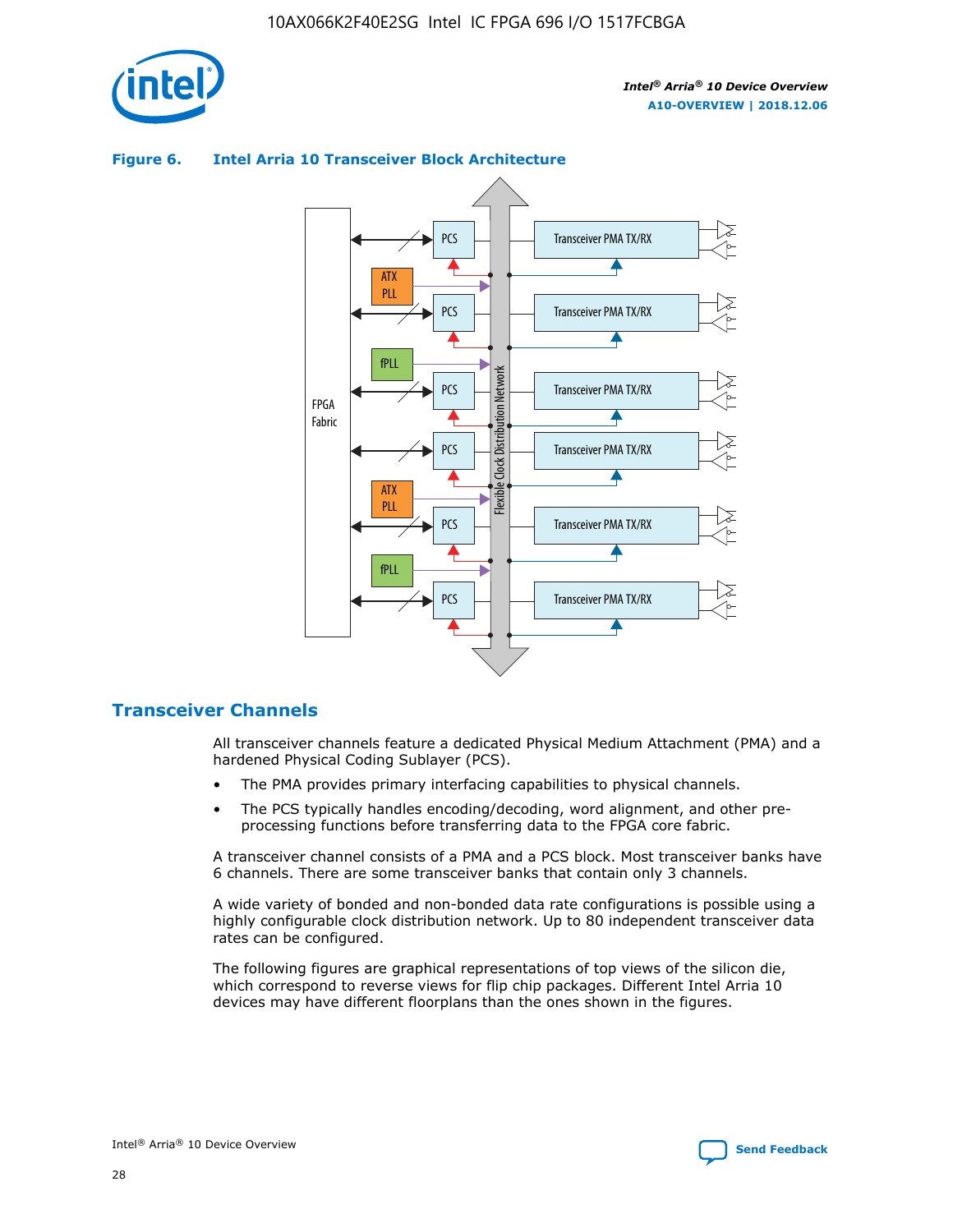**Figure 6. Intel Arria 10 Transceiver Block Architecture**

## Transceiver Channels

All transceiver channels feature a dedicated Physical Medium Attachment (PMA) and a hardened Physical Coding Sublayer (PCS).

- The PMA provides primary interfacing capabilities to physical channels.
- The PCS typically handles encoding/decoding, word alignment, and other pre-processing functions before transferring data to the FPGA core fabric.

A transceiver channel consists of a PMA and a PCS block. Most transceiver banks have 6 channels. There are some transceiver banks that contain only 3 channels.

A wide variety of bonded and non-bonded data rate configurations is possible using a highly configurable clock distribution network. Up to 80 independent transceiver data rates can be configured.

The following figures are graphical representations of top views of the silicon die, which correspond to reverse views for flip chip packages. Different Intel Arria 10 devices may have different floorplans than the ones shown in the figures.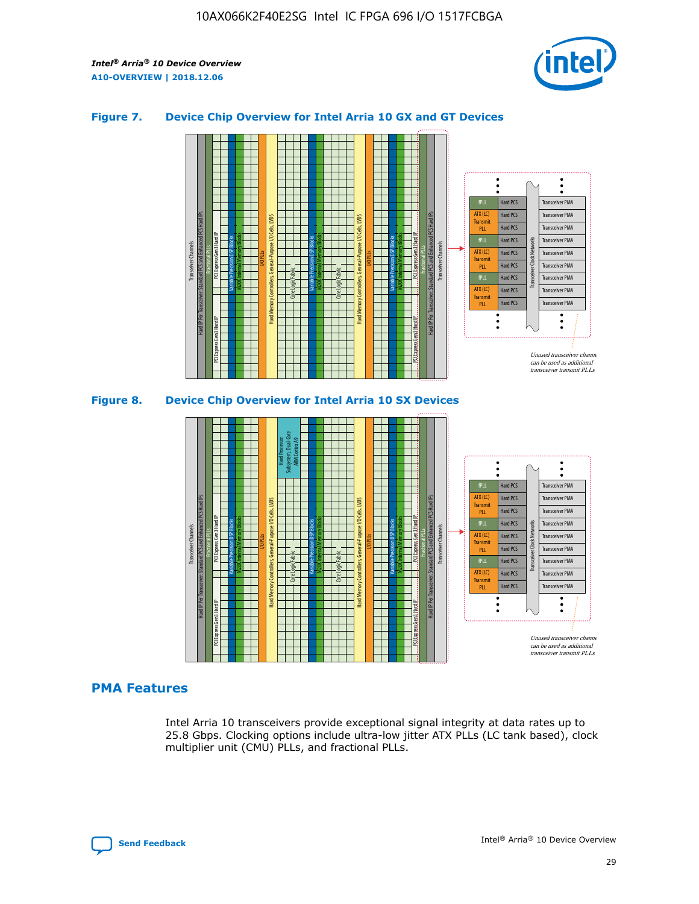### Figure 7. Device Chip Overview for Intel Arria 10 GX and GT Devices

### Figure 8. Device Chip Overview for Intel Arria 10 SX Devices

## PMA Features

Intel Arria 10 transceivers provide exceptional signal integrity at data rates up to 25.8 Gbps. Clocking options include ultra-low jitter ATX PLLs (LC tank based), clock multiplier unit (CMU) PLLs, and fractional PLLs.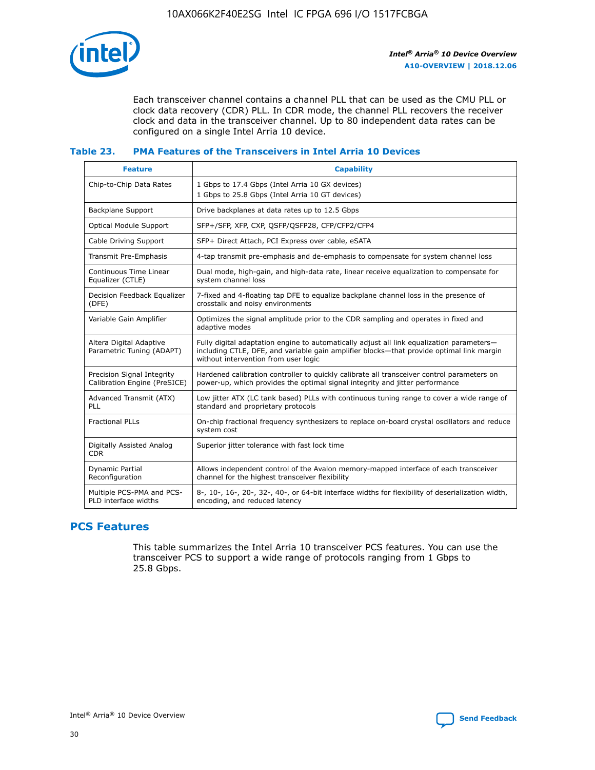Each transceiver channel contains a channel PLL that can be used as the CMU PLL or clock data recovery (CDR) PLL. In CDR mode, the channel PLL recovers the receiver clock and data in the transceiver channel. Up to 80 independent data rates can be configured on a single Intel Arria 10 device.

### Table 23. PMA Features of the Transceivers in Intel Arria 10 Devices

| Feature | Capability |
|---|---|
| Chip-to-Chip Data Rates | 1 Gbps to 17.4 Gbps (Intel Arria 10 GX devices)<br>1 Gbps to 25.8 Gbps (Intel Arria 10 GT devices) |
| Backplane Support | Drive backplanes at data rates up to 12.5 Gbps |
| Optical Module Support | SFP+/SFP, XFP, CXP, QSFP/QSFP28, CFP/CFP2/CFP4 |
| Cable Driving Support | SFP+ Direct Attach, PCI Express over cable, eSATA |
| Transmit Pre-Emphasis | 4-tap transmit pre-emphasis and de-emphasis to compensate for system channel loss |
| Continuous Time Linear Equalizer (CTLE) | Dual mode, high-gain, and high-data rate, linear receive equalization to compensate for system channel loss |
| Decision Feedback Equalizer (DFE) | 7-fixed and 4-floating tap DFE to equalize backplane channel loss in the presence of crosstalk and noisy environments |
| Variable Gain Amplifier | Optimizes the signal amplitude prior to the CDR sampling and operates in fixed and adaptive modes |
| Altera Digital Adaptive Parametric Tuning (ADAPT) | Fully digital adaptation engine to automatically adjust all link equalization parameters—including CTLE, DFE, and variable gain amplifier blocks—that provide optimal link margin without intervention from user logic |
| Precision Signal Integrity Calibration Engine (PreSICE) | Hardened calibration controller to quickly calibrate all transceiver control parameters on power-up, which provides the optimal signal integrity and jitter performance |
| Advanced Transmit (ATX) PLL | Low jitter ATX (LC tank based) PLLs with continuous tuning range to cover a wide range of standard and proprietary protocols |
| Fractional PLLs | On-chip fractional frequency synthesizers to replace on-board crystal oscillators and reduce system cost |
| Digitally Assisted Analog CDR | Superior jitter tolerance with fast lock time |
| Dynamic Partial Reconfiguration | Allows independent control of the Avalon memory-mapped interface of each transceiver channel for the highest transceiver flexibility |
| Multiple PCS-PMA and PCS-PLD interface widths | 8-, 10-, 16-, 20-, 32-, 40-, or 64-bit interface widths for flexibility of deserialization width, encoding, and reduced latency |

## PCS Features

This table summarizes the Intel Arria 10 transceiver PCS features. You can use the transceiver PCS to support a wide range of protocols ranging from 1 Gbps to 25.8 Gbps.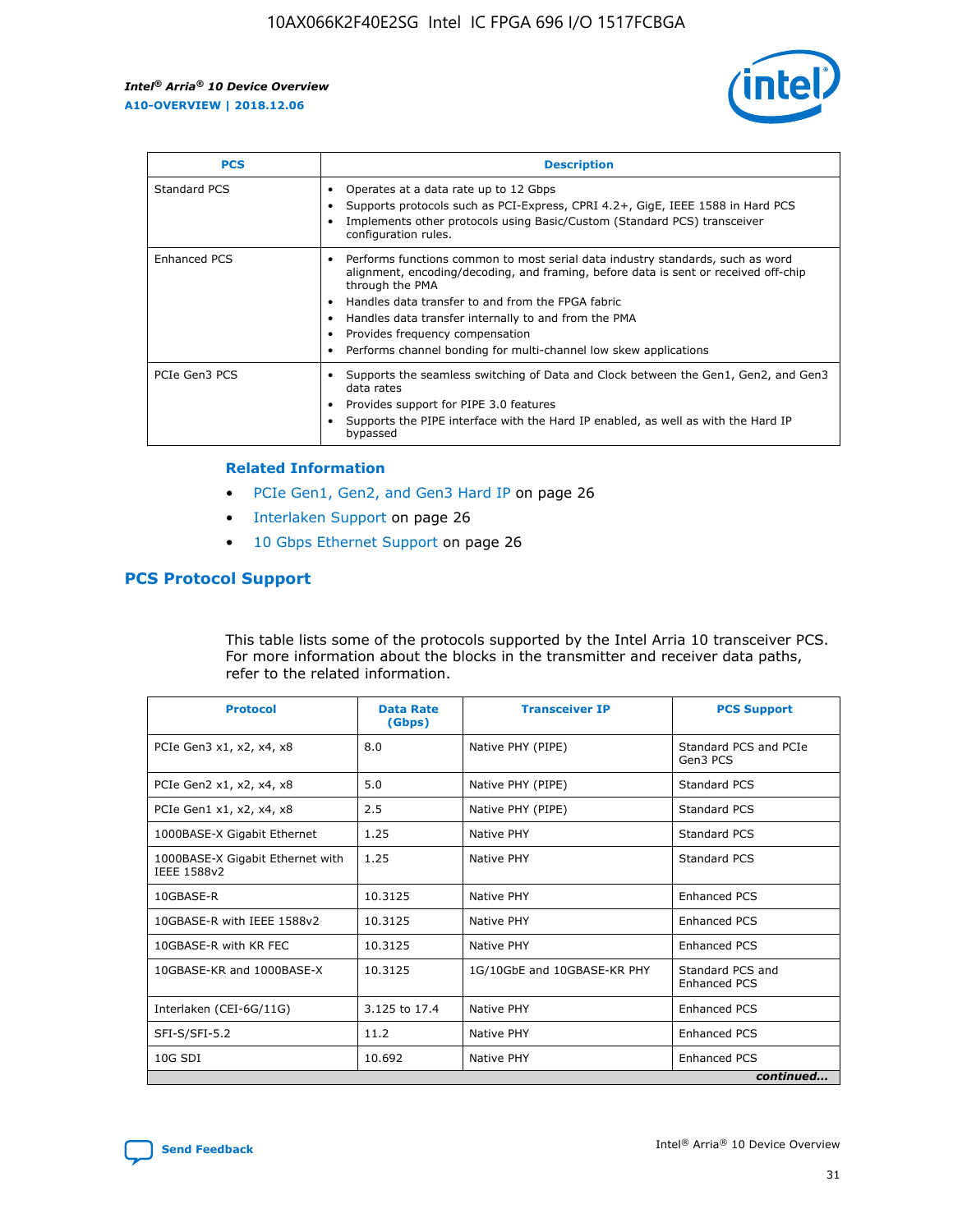| PCS | Description |
| --- | --- |
| Standard PCS | • Operates at a data rate up to 12 Gbps<br>• Supports protocols such as PCI-Express, CPRI 4.2+, GigE, IEEE 1588 in Hard PCS<br>• Implements other protocols using Basic/Custom (Standard PCS) transceiver configuration rules. |
| Enhanced PCS | • Performs functions common to most serial data industry standards, such as word alignment, encoding/decoding, and framing, before data is sent or received off-chip through the PMA<br>• Handles data transfer to and from the FPGA fabric<br>• Handles data transfer internally to and from the PMA<br>• Provides frequency compensation<br>• Performs channel bonding for multi-channel low skew applications |
| PCIe Gen3 PCS | • Supports the seamless switching of Data and Clock between the Gen1, Gen2, and Gen3 data rates<br>• Provides support for PIPE 3.0 features<br>• Supports the PIPE interface with the Hard IP enabled, as well as with the Hard IP bypassed |

**Related Information**

- PCIe Gen1, Gen2, and Gen3 Hard IP on page 26
- Interlaken Support on page 26
- 10 Gbps Ethernet Support on page 26

## PCS Protocol Support

This table lists some of the protocols supported by the Intel Arria 10 transceiver PCS. For more information about the blocks in the transmitter and receiver data paths, refer to the related information.

| Protocol | Data Rate (Gbps) | Transceiver IP | PCS Support |
| --- | --- | --- | --- |
| PCIe Gen3 x1, x2, x4, x8 | 8.0 | Native PHY (PIPE) | Standard PCS and PCIe Gen3 PCS |
| PCIe Gen2 x1, x2, x4, x8 | 5.0 | Native PHY (PIPE) | Standard PCS |
| PCIe Gen1 x1, x2, x4, x8 | 2.5 | Native PHY (PIPE) | Standard PCS |
| 1000BASE-X Gigabit Ethernet | 1.25 | Native PHY | Standard PCS |
| 1000BASE-X Gigabit Ethernet with IEEE 1588v2 | 1.25 | Native PHY | Standard PCS |
| 10GBASE-R | 10.3125 | Native PHY | Enhanced PCS |
| 10GBASE-R with IEEE 1588v2 | 10.3125 | Native PHY | Enhanced PCS |
| 10GBASE-R with KR FEC | 10.3125 | Native PHY | Enhanced PCS |
| 10GBASE-KR and 1000BASE-X | 10.3125 | 1G/10GbE and 10GBASE-KR PHY | Standard PCS and Enhanced PCS |
| Interlaken (CEI-6G/11G) | 3.125 to 17.4 | Native PHY | Enhanced PCS |
| SFI-S/SFI-5.2 | 11.2 | Native PHY | Enhanced PCS |
| 10G SDI | 10.692 | Native PHY | Enhanced PCS |

*continued...*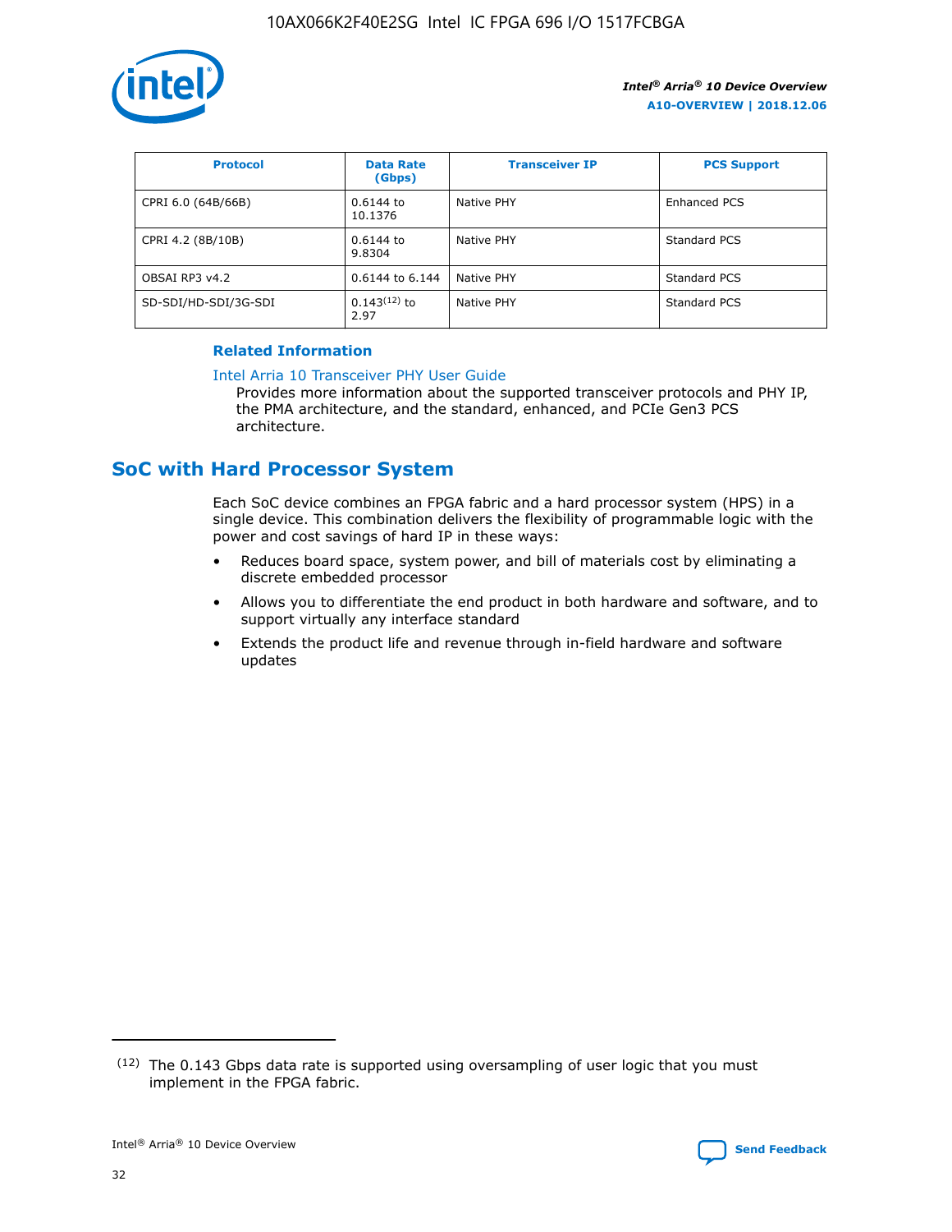| Protocol | Data Rate (Gbps) | Transceiver IP | PCS Support |
| --- | --- | --- | --- |
| CPRI 6.0 (64B/66B) | 0.6144 to 10.1376 | Native PHY | Enhanced PCS |
| CPRI 4.2 (8B/10B) | 0.6144 to 9.8304 | Native PHY | Standard PCS |
| OBSAI RP3 v4.2 | 0.6144 to 6.144 | Native PHY | Standard PCS |
| SD-SDI/HD-SDI/3G-SDI | 0.143[12] to 2.97 | Native PHY | Standard PCS |

**Related Information**

Intel Arria 10 Transceiver PHY User Guide
Provides more information about the supported transceiver protocols and PHY IP, the PMA architecture, and the standard, enhanced, and PCIe Gen3 PCS architecture.

## SoC with Hard Processor System

Each SoC device combines an FPGA fabric and a hard processor system (HPS) in a single device. This combination delivers the flexibility of programmable logic with the power and cost savings of hard IP in these ways:

- Reduces board space, system power, and bill of materials cost by eliminating a discrete embedded processor
- Allows you to differentiate the end product in both hardware and software, and to support virtually any interface standard
- Extends the product life and revenue through in-field hardware and software updates

[12] The 0.143 Gbps data rate is supported using oversampling of user logic that you must implement in the FPGA fabric.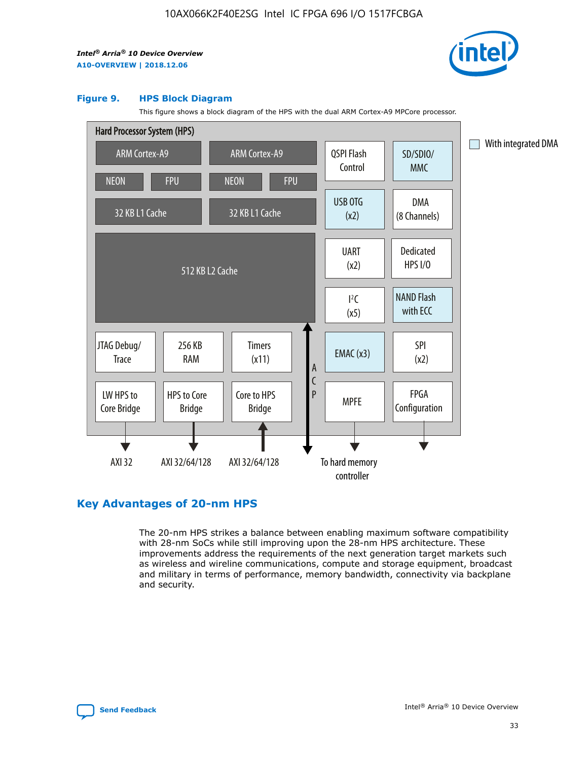## Figure 9. HPS Block Diagram

This figure shows a block diagram of the HPS with the dual ARM Cortex-A9 MPCore processor.

Hard Processor System (HPS)

ARM Cortex-A9 | ARM Cortex-A9 | QSPI Flash Control | SD/SDIO/MMC

NEON | FPU | NEON | FPU

32 KB L1 Cache | 32 KB L1 Cache | USB OTG (x2) | DMA (8 Channels)

512 KB L2 Cache | UART (x2) | Dedicated HPS I/O | I²C (x5) | NAND Flash with ECC

JTAG Debug/Trace | 256 KB RAM | Timers (x11) | EMAC (x3) | SPI (x2)

LW HPS to Core Bridge | HPS to Core Bridge | Core to HPS Bridge | ACP | MPFE | FPGA Configuration

AXI 32 | AXI 32/64/128 | AXI 32/64/128 | To hard memory controller

With integrated DMA

## Key Advantages of 20-nm HPS

The 20-nm HPS strikes a balance between enabling maximum software compatibility with 28-nm SoCs while still improving upon the 28-nm HPS architecture. These improvements address the requirements of the next generation target markets such as wireless and wireline communications, compute and storage equipment, broadcast and military in terms of performance, memory bandwidth, connectivity via backplane and security.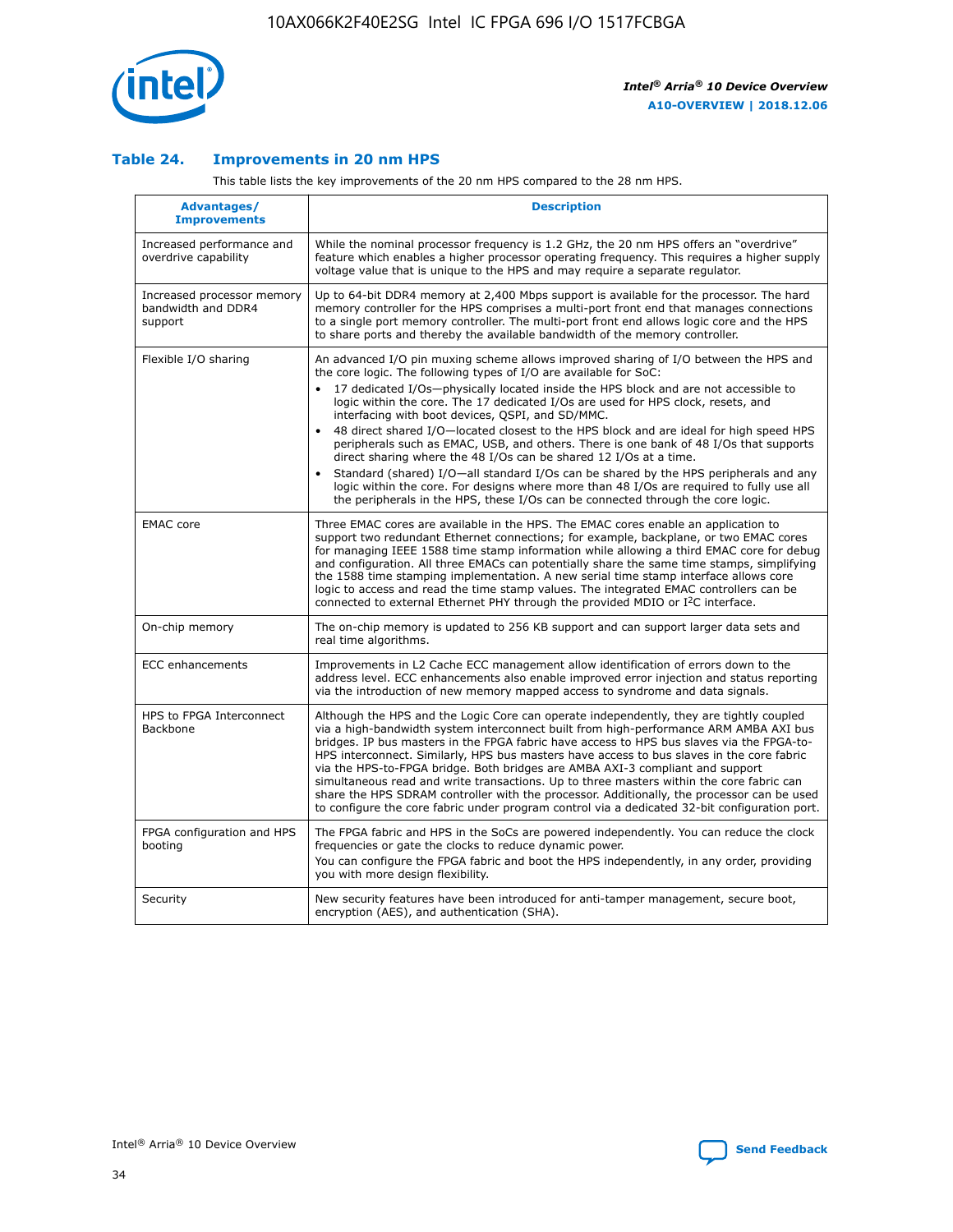### Table 24. Improvements in 20 nm HPS

This table lists the key improvements of the 20 nm HPS compared to the 28 nm HPS.

| Advantages/ Improvements | Description |
|---|---|
| Increased performance and overdrive capability | While the nominal processor frequency is 1.2 GHz, the 20 nm HPS offers an "overdrive" feature which enables a higher processor operating frequency. This requires a higher supply voltage value that is unique to the HPS and may require a separate regulator. |
| Increased processor memory bandwidth and DDR4 support | Up to 64-bit DDR4 memory at 2,400 Mbps support is available for the processor. The hard memory controller for the HPS comprises a multi-port front end that manages connections to a single port memory controller. The multi-port front end allows logic core and the HPS to share ports and thereby the available bandwidth of the memory controller. |
| Flexible I/O sharing | An advanced I/O pin muxing scheme allows improved sharing of I/O between the HPS and the core logic. The following types of I/O are available for SoC:<br>• 17 dedicated I/Os—physically located inside the HPS block and are not accessible to logic within the core. The 17 dedicated I/Os are used for HPS clock, resets, and interfacing with boot devices, QSPI, and SD/MMC.<br>• 48 direct shared I/O—located closest to the HPS block and are ideal for high speed HPS peripherals such as EMAC, USB, and others. There is one bank of 48 I/Os that supports direct sharing where the 48 I/Os can be shared 12 I/Os at a time.<br>• Standard (shared) I/O—all standard I/Os can be shared by the HPS peripherals and any logic within the core. For designs where more than 48 I/Os are required to fully use all the peripherals in the HPS, these I/Os can be connected through the core logic. |
| EMAC core | Three EMAC cores are available in the HPS. The EMAC cores enable an application to support two redundant Ethernet connections; for example, backplane, or two EMAC cores for managing IEEE 1588 time stamp information while allowing a third EMAC core for debug and configuration. All three EMACs can potentially share the same time stamps, simplifying the 1588 time stamping implementation. A new serial time stamp interface allows core logic to access and read the time stamp values. The integrated EMAC controllers can be connected to external Ethernet PHY through the provided MDIO or I²C interface. |
| On-chip memory | The on-chip memory is updated to 256 KB support and can support larger data sets and real time algorithms. |
| ECC enhancements | Improvements in L2 Cache ECC management allow identification of errors down to the address level. ECC enhancements also enable improved error injection and status reporting via the introduction of new memory mapped access to syndrome and data signals. |
| HPS to FPGA Interconnect Backbone | Although the HPS and the Logic Core can operate independently, they are tightly coupled via a high-bandwidth system interconnect built from high-performance ARM AMBA AXI bus bridges. IP bus masters in the FPGA fabric have access to HPS bus slaves via the FPGA-to-HPS interconnect. Similarly, HPS bus masters have access to bus slaves in the core fabric via the HPS-to-FPGA bridge. Both bridges are AMBA AXI-3 compliant and support simultaneous read and write transactions. Up to three masters within the core fabric can share the HPS SDRAM controller with the processor. Additionally, the processor can be used to configure the core fabric under program control via a dedicated 32-bit configuration port. |
| FPGA configuration and HPS booting | The FPGA fabric and HPS in the SoCs are powered independently. You can reduce the clock frequencies or gate the clocks to reduce dynamic power.<br>You can configure the FPGA fabric and boot the HPS independently, in any order, providing you with more design flexibility. |
| Security | New security features have been introduced for anti-tamper management, secure boot, encryption (AES), and authentication (SHA). |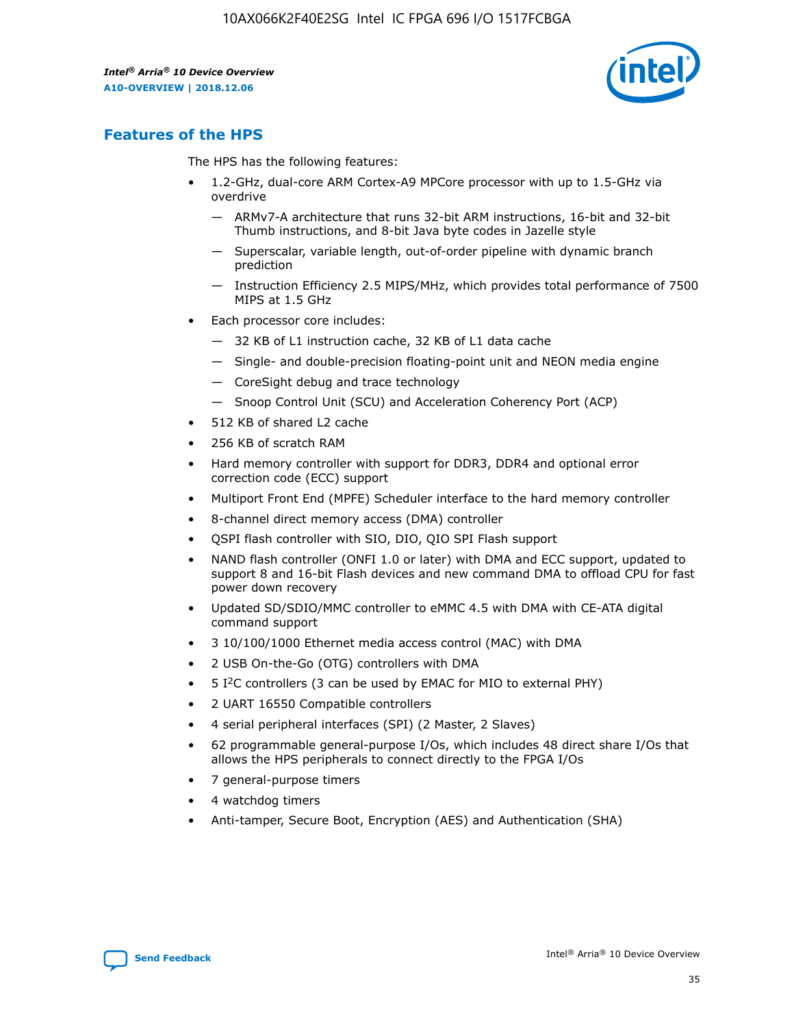## Features of the HPS

The HPS has the following features:

- 1.2-GHz, dual-core ARM Cortex-A9 MPCore processor with up to 1.5-GHz via overdrive
  - — ARMv7-A architecture that runs 32-bit ARM instructions, 16-bit and 32-bit Thumb instructions, and 8-bit Java byte codes in Jazelle style
  - — Superscalar, variable length, out-of-order pipeline with dynamic branch prediction
  - — Instruction Efficiency 2.5 MIPS/MHz, which provides total performance of 7500 MIPS at 1.5 GHz
- Each processor core includes:
  - — 32 KB of L1 instruction cache, 32 KB of L1 data cache
  - — Single- and double-precision floating-point unit and NEON media engine
  - — CoreSight debug and trace technology
  - — Snoop Control Unit (SCU) and Acceleration Coherency Port (ACP)
- 512 KB of shared L2 cache
- 256 KB of scratch RAM
- Hard memory controller with support for DDR3, DDR4 and optional error correction code (ECC) support
- Multiport Front End (MPFE) Scheduler interface to the hard memory controller
- 8-channel direct memory access (DMA) controller
- QSPI flash controller with SIO, DIO, QIO SPI Flash support
- NAND flash controller (ONFI 1.0 or later) with DMA and ECC support, updated to support 8 and 16-bit Flash devices and new command DMA to offload CPU for fast power down recovery
- Updated SD/SDIO/MMC controller to eMMC 4.5 with DMA with CE-ATA digital command support
- 3 10/100/1000 Ethernet media access control (MAC) with DMA
- 2 USB On-the-Go (OTG) controllers with DMA
- 5 I²C controllers (3 can be used by EMAC for MIO to external PHY)
- 2 UART 16550 Compatible controllers
- 4 serial peripheral interfaces (SPI) (2 Master, 2 Slaves)
- 62 programmable general-purpose I/Os, which includes 48 direct share I/Os that allows the HPS peripherals to connect directly to the FPGA I/Os
- 7 general-purpose timers
- 4 watchdog timers
- Anti-tamper, Secure Boot, Encryption (AES) and Authentication (SHA)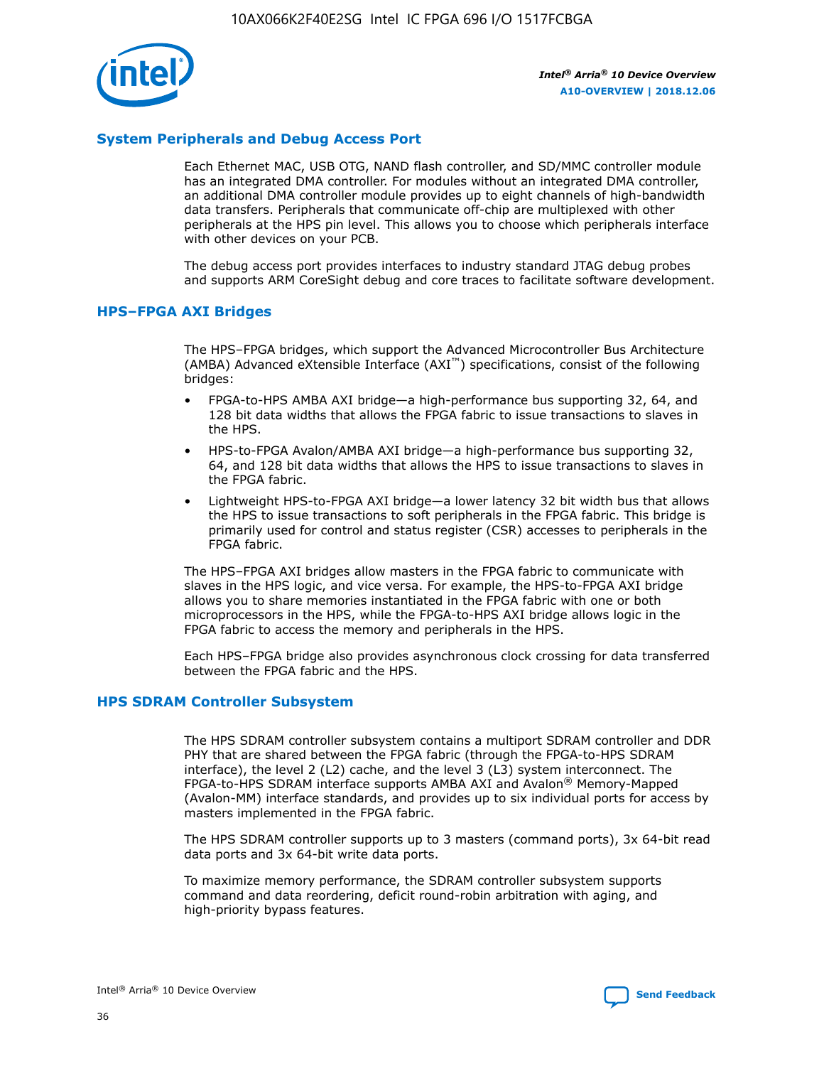## System Peripherals and Debug Access Port

Each Ethernet MAC, USB OTG, NAND flash controller, and SD/MMC controller module has an integrated DMA controller. For modules without an integrated DMA controller, an additional DMA controller module provides up to eight channels of high-bandwidth data transfers. Peripherals that communicate off-chip are multiplexed with other peripherals at the HPS pin level. This allows you to choose which peripherals interface with other devices on your PCB.

The debug access port provides interfaces to industry standard JTAG debug probes and supports ARM CoreSight debug and core traces to facilitate software development.

## HPS–FPGA AXI Bridges

The HPS–FPGA bridges, which support the Advanced Microcontroller Bus Architecture (AMBA) Advanced eXtensible Interface (AXI™) specifications, consist of the following bridges:

- FPGA-to-HPS AMBA AXI bridge—a high-performance bus supporting 32, 64, and 128 bit data widths that allows the FPGA fabric to issue transactions to slaves in the HPS.
- HPS-to-FPGA Avalon/AMBA AXI bridge—a high-performance bus supporting 32, 64, and 128 bit data widths that allows the HPS to issue transactions to slaves in the FPGA fabric.
- Lightweight HPS-to-FPGA AXI bridge—a lower latency 32 bit width bus that allows the HPS to issue transactions to soft peripherals in the FPGA fabric. This bridge is primarily used for control and status register (CSR) accesses to peripherals in the FPGA fabric.

The HPS–FPGA AXI bridges allow masters in the FPGA fabric to communicate with slaves in the HPS logic, and vice versa. For example, the HPS-to-FPGA AXI bridge allows you to share memories instantiated in the FPGA fabric with one or both microprocessors in the HPS, while the FPGA-to-HPS AXI bridge allows logic in the FPGA fabric to access the memory and peripherals in the HPS.

Each HPS–FPGA bridge also provides asynchronous clock crossing for data transferred between the FPGA fabric and the HPS.

## HPS SDRAM Controller Subsystem

The HPS SDRAM controller subsystem contains a multiport SDRAM controller and DDR PHY that are shared between the FPGA fabric (through the FPGA-to-HPS SDRAM interface), the level 2 (L2) cache, and the level 3 (L3) system interconnect. The FPGA-to-HPS SDRAM interface supports AMBA AXI and Avalon® Memory-Mapped (Avalon-MM) interface standards, and provides up to six individual ports for access by masters implemented in the FPGA fabric.

The HPS SDRAM controller supports up to 3 masters (command ports), 3x 64-bit read data ports and 3x 64-bit write data ports.

To maximize memory performance, the SDRAM controller subsystem supports command and data reordering, deficit round-robin arbitration with aging, and high-priority bypass features.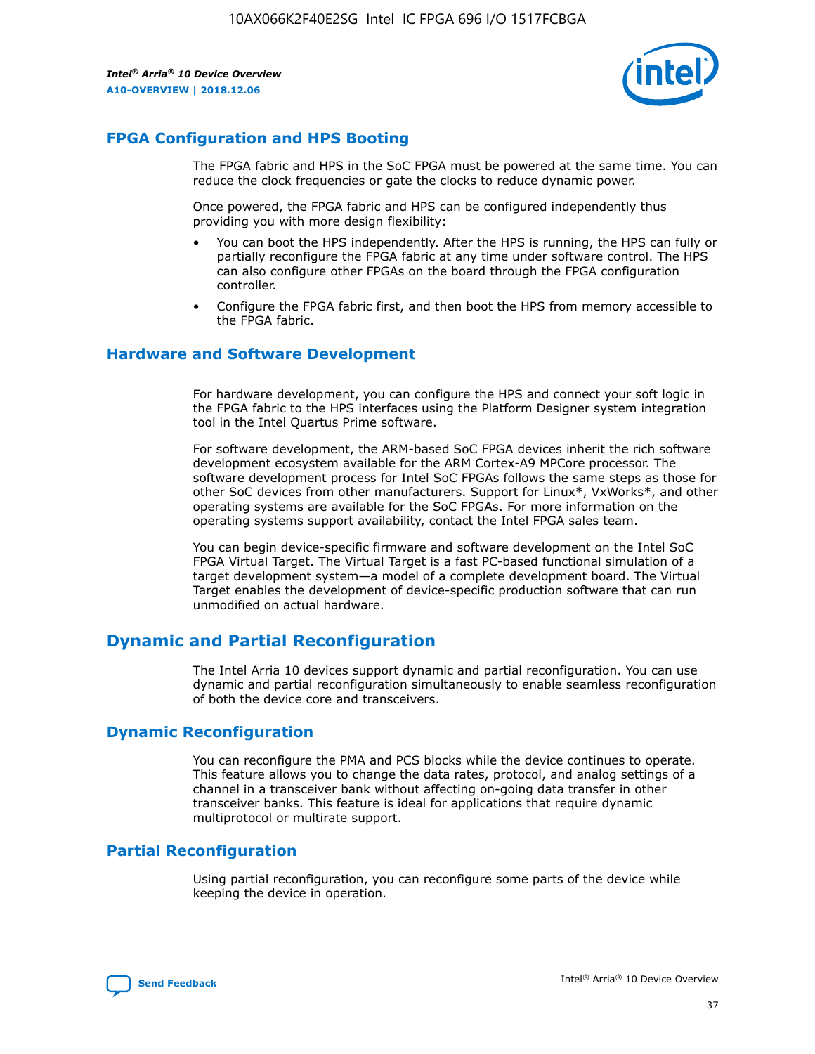## FPGA Configuration and HPS Booting

The FPGA fabric and HPS in the SoC FPGA must be powered at the same time. You can reduce the clock frequencies or gate the clocks to reduce dynamic power.

Once powered, the FPGA fabric and HPS can be configured independently thus providing you with more design flexibility:

- You can boot the HPS independently. After the HPS is running, the HPS can fully or partially reconfigure the FPGA fabric at any time under software control. The HPS can also configure other FPGAs on the board through the FPGA configuration controller.
- Configure the FPGA fabric first, and then boot the HPS from memory accessible to the FPGA fabric.

## Hardware and Software Development

For hardware development, you can configure the HPS and connect your soft logic in the FPGA fabric to the HPS interfaces using the Platform Designer system integration tool in the Intel Quartus Prime software.

For software development, the ARM-based SoC FPGA devices inherit the rich software development ecosystem available for the ARM Cortex-A9 MPCore processor. The software development process for Intel SoC FPGAs follows the same steps as those for other SoC devices from other manufacturers. Support for Linux*, VxWorks*, and other operating systems are available for the SoC FPGAs. For more information on the operating systems support availability, contact the Intel FPGA sales team.

You can begin device-specific firmware and software development on the Intel SoC FPGA Virtual Target. The Virtual Target is a fast PC-based functional simulation of a target development system—a model of a complete development board. The Virtual Target enables the development of device-specific production software that can run unmodified on actual hardware.

## Dynamic and Partial Reconfiguration

The Intel Arria 10 devices support dynamic and partial reconfiguration. You can use dynamic and partial reconfiguration simultaneously to enable seamless reconfiguration of both the device core and transceivers.

## Dynamic Reconfiguration

You can reconfigure the PMA and PCS blocks while the device continues to operate. This feature allows you to change the data rates, protocol, and analog settings of a channel in a transceiver bank without affecting on-going data transfer in other transceiver banks. This feature is ideal for applications that require dynamic multiprotocol or multirate support.

## Partial Reconfiguration

Using partial reconfiguration, you can reconfigure some parts of the device while keeping the device in operation.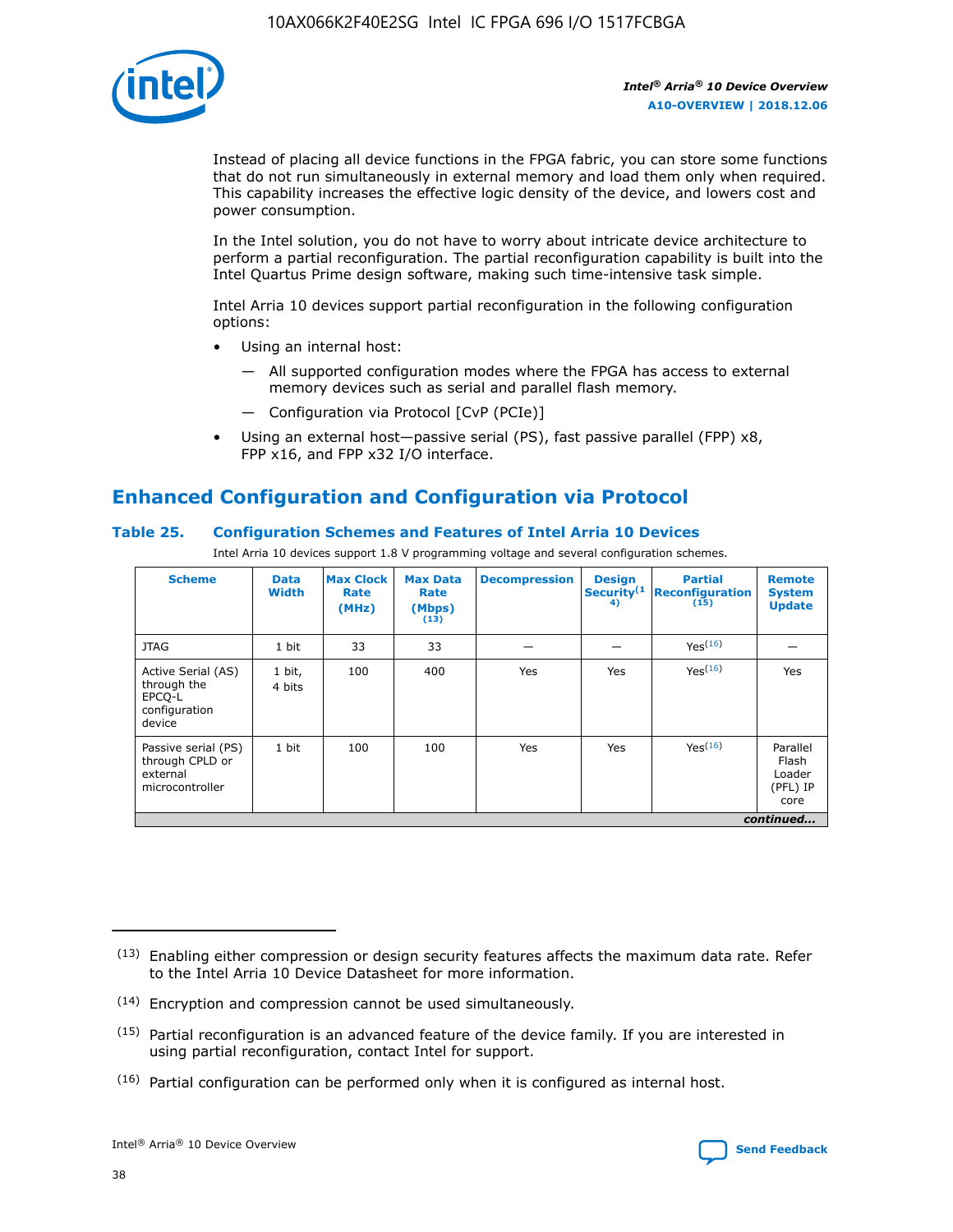Instead of placing all device functions in the FPGA fabric, you can store some functions that do not run simultaneously in external memory and load them only when required. This capability increases the effective logic density of the device, and lowers cost and power consumption.

In the Intel solution, you do not have to worry about intricate device architecture to perform a partial reconfiguration. The partial reconfiguration capability is built into the Intel Quartus Prime design software, making such time-intensive task simple.

Intel Arria 10 devices support partial reconfiguration in the following configuration options:

- Using an internal host:
  - — All supported configuration modes where the FPGA has access to external memory devices such as serial and parallel flash memory.
  - — Configuration via Protocol [CvP (PCIe)]
- Using an external host—passive serial (PS), fast passive parallel (FPP) x8, FPP x16, and FPP x32 I/O interface.

## Enhanced Configuration and Configuration via Protocol

### Table 25. Configuration Schemes and Features of Intel Arria 10 Devices

Intel Arria 10 devices support 1.8 V programming voltage and several configuration schemes.

| Scheme | Data Width | Max Clock Rate (MHz) | Max Data Rate (Mbps) (13) | Decompression | Design Security(14) | Partial Reconfiguration (15) | Remote System Update |
|---|---|---|---|---|---|---|---|
| JTAG | 1 bit | 33 | 33 | — | — | Yes(16) | — |
| Active Serial (AS) through the EPCQ-L configuration device | 1 bit, 4 bits | 100 | 400 | Yes | Yes | Yes(16) | Yes |
| Passive serial (PS) through CPLD or external microcontroller | 1 bit | 100 | 100 | Yes | Yes | Yes(16) | Parallel Flash Loader (PFL) IP core |

*continued...*

(13) Enabling either compression or design security features affects the maximum data rate. Refer to the Intel Arria 10 Device Datasheet for more information.

(14) Encryption and compression cannot be used simultaneously.

(15) Partial reconfiguration is an advanced feature of the device family. If you are interested in using partial reconfiguration, contact Intel for support.

(16) Partial configuration can be performed only when it is configured as internal host.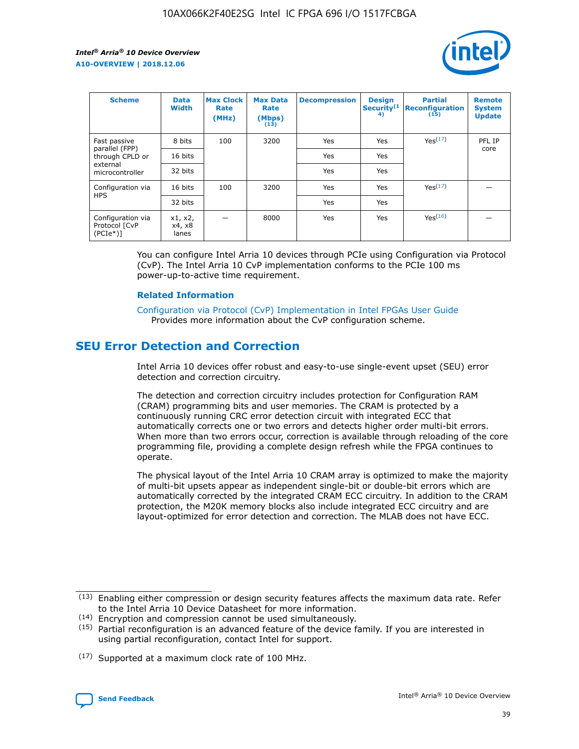| Scheme | Data Width | Max Clock Rate (MHz) | Max Data Rate (Mbps) [13] | Decompression | Design Security[14] | Partial Reconfiguration [15] | Remote System Update |
|---|---|---|---|---|---|---|---|
| Fast passive parallel (FPP) through CPLD or external microcontroller | 8 bits | 100 | 3200 | Yes | Yes | Yes[17] | PFL IP core |
| | 16 bits | | | Yes | Yes | | |
| | 32 bits | | | Yes | Yes | | |
| Configuration via HPS | 16 bits | 100 | 3200 | Yes | Yes | Yes[17] | — |
| | 32 bits | | | Yes | Yes | | |
| Configuration via Protocol [CvP (PCIe*)] | x1, x2, x4, x8 lanes | — | 8000 | Yes | Yes | Yes[16] | — |

You can configure Intel Arria 10 devices through PCIe using Configuration via Protocol (CvP). The Intel Arria 10 CvP implementation conforms to the PCIe 100 ms power-up-to-active time requirement.

**Related Information**

Configuration via Protocol (CvP) Implementation in Intel FPGAs User Guide
Provides more information about the CvP configuration scheme.

## SEU Error Detection and Correction

Intel Arria 10 devices offer robust and easy-to-use single-event upset (SEU) error detection and correction circuitry.

The detection and correction circuitry includes protection for Configuration RAM (CRAM) programming bits and user memories. The CRAM is protected by a continuously running CRC error detection circuit with integrated ECC that automatically corrects one or two errors and detects higher order multi-bit errors. When more than two errors occur, correction is available through reloading of the core programming file, providing a complete design refresh while the FPGA continues to operate.

The physical layout of the Intel Arria 10 CRAM array is optimized to make the majority of multi-bit upsets appear as independent single-bit or double-bit errors which are automatically corrected by the integrated CRAM ECC circuitry. In addition to the CRAM protection, the M20K memory blocks also include integrated ECC circuitry and are layout-optimized for error detection and correction. The MLAB does not have ECC.

(13) Enabling either compression or design security features affects the maximum data rate. Refer to the Intel Arria 10 Device Datasheet for more information.

(14) Encryption and compression cannot be used simultaneously.

(15) Partial reconfiguration is an advanced feature of the device family. If you are interested in using partial reconfiguration, contact Intel for support.

(17) Supported at a maximum clock rate of 100 MHz.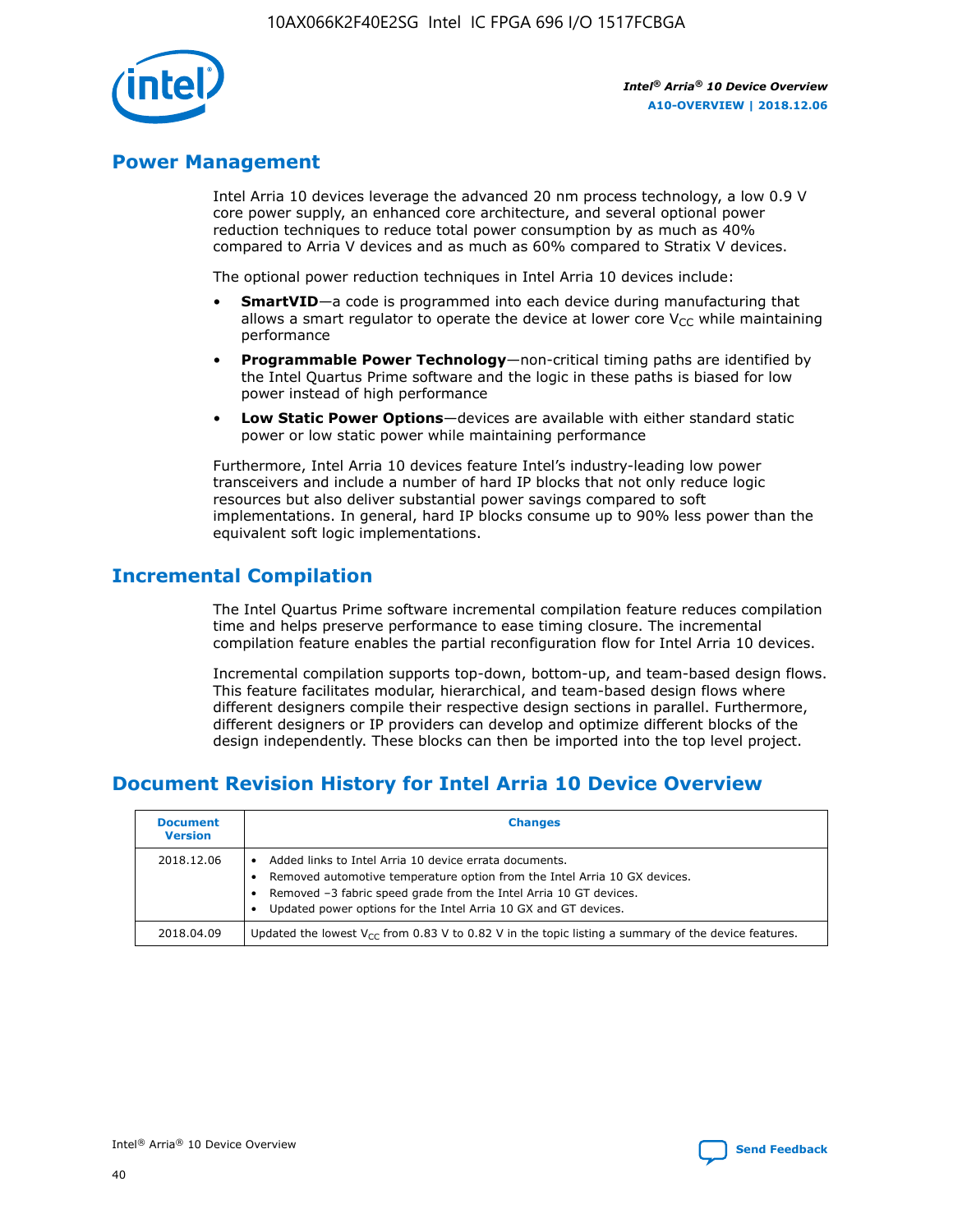## Power Management

Intel Arria 10 devices leverage the advanced 20 nm process technology, a low 0.9 V core power supply, an enhanced core architecture, and several optional power reduction techniques to reduce total power consumption by as much as 40% compared to Arria V devices and as much as 60% compared to Stratix V devices.

The optional power reduction techniques in Intel Arria 10 devices include:

- **SmartVID**—a code is programmed into each device during manufacturing that allows a smart regulator to operate the device at lower core $V_{CC}$ while maintaining performance
- **Programmable Power Technology**—non-critical timing paths are identified by the Intel Quartus Prime software and the logic in these paths is biased for low power instead of high performance
- **Low Static Power Options**—devices are available with either standard static power or low static power while maintaining performance

Furthermore, Intel Arria 10 devices feature Intel's industry-leading low power transceivers and include a number of hard IP blocks that not only reduce logic resources but also deliver substantial power savings compared to soft implementations. In general, hard IP blocks consume up to 90% less power than the equivalent soft logic implementations.

## Incremental Compilation

The Intel Quartus Prime software incremental compilation feature reduces compilation time and helps preserve performance to ease timing closure. The incremental compilation feature enables the partial reconfiguration flow for Intel Arria 10 devices.

Incremental compilation supports top-down, bottom-up, and team-based design flows. This feature facilitates modular, hierarchical, and team-based design flows where different designers compile their respective design sections in parallel. Furthermore, different designers or IP providers can develop and optimize different blocks of the design independently. These blocks can then be imported into the top level project.

## Document Revision History for Intel Arria 10 Device Overview

| Document Version | Changes |
|---|---|
| 2018.12.06 | • Added links to Intel Arria 10 device errata documents.<br>• Removed automotive temperature option from the Intel Arria 10 GX devices.<br>• Removed –3 fabric speed grade from the Intel Arria 10 GT devices.<br>• Updated power options for the Intel Arria 10 GX and GT devices. |
| 2018.04.09 | Updated the lowest $V_{CC}$ from 0.83 V to 0.82 V in the topic listing a summary of the device features. |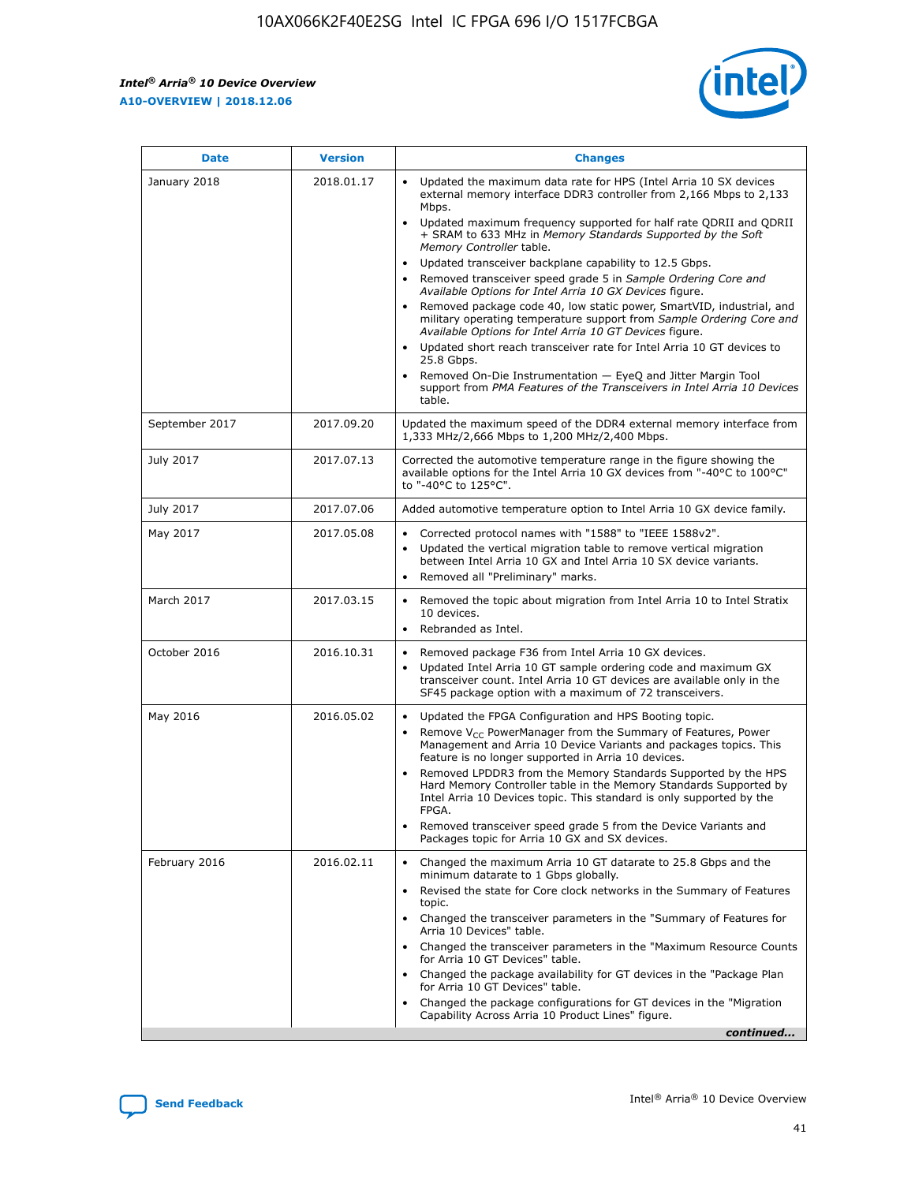| Date | Version | Changes |
| --- | --- | --- |
| January 2018 | 2018.01.17 | • Updated the maximum data rate for HPS (Intel Arria 10 SX devices external memory interface DDR3 controller from 2,166 Mbps to 2,133 Mbps.<br>• Updated maximum frequency supported for half rate QDRII and QDRII + SRAM to 633 MHz in *Memory Standards Supported by the Soft Memory Controller* table.<br>• Updated transceiver backplane capability to 12.5 Gbps.<br>• Removed transceiver speed grade 5 in *Sample Ordering Core and Available Options for Intel Arria 10 GX Devices* figure.<br>• Removed package code 40, low static power, SmartVID, industrial, and military operating temperature support from *Sample Ordering Core and Available Options for Intel Arria 10 GT Devices* figure.<br>• Updated short reach transceiver rate for Intel Arria 10 GT devices to 25.8 Gbps.<br>• Removed On-Die Instrumentation — EyeQ and Jitter Margin Tool support from *PMA Features of the Transceivers in Intel Arria 10 Devices* table. |
| September 2017 | 2017.09.20 | Updated the maximum speed of the DDR4 external memory interface from 1,333 MHz/2,666 Mbps to 1,200 MHz/2,400 Mbps. |
| July 2017 | 2017.07.13 | Corrected the automotive temperature range in the figure showing the available options for the Intel Arria 10 GX devices from "-40°C to 100°C" to "-40°C to 125°C". |
| July 2017 | 2017.07.06 | Added automotive temperature option to Intel Arria 10 GX device family. |
| May 2017 | 2017.05.08 | • Corrected protocol names with "1588" to "IEEE 1588v2".<br>• Updated the vertical migration table to remove vertical migration between Intel Arria 10 GX and Intel Arria 10 SX device variants.<br>• Removed all "Preliminary" marks. |
| March 2017 | 2017.03.15 | • Removed the topic about migration from Intel Arria 10 to Intel Stratix 10 devices.<br>• Rebranded as Intel. |
| October 2016 | 2016.10.31 | • Removed package F36 from Intel Arria 10 GX devices.<br>• Updated Intel Arria 10 GT sample ordering code and maximum GX transceiver count. Intel Arria 10 GT devices are available only in the SF45 package option with a maximum of 72 transceivers. |
| May 2016 | 2016.05.02 | • Updated the FPGA Configuration and HPS Booting topic.<br>• Remove $V_{CC}$ PowerManager from the Summary of Features, Power Management and Arria 10 Device Variants and packages topics. This feature is no longer supported in Arria 10 devices.<br>• Removed LPDDR3 from the Memory Standards Supported by the HPS Hard Memory Controller table in the Memory Standards Supported by Intel Arria 10 Devices topic. This standard is only supported by the FPGA.<br>• Removed transceiver speed grade 5 from the Device Variants and Packages topic for Arria 10 GX and SX devices. |
| February 2016 | 2016.02.11 | • Changed the maximum Arria 10 GT datarate to 25.8 Gbps and the minimum datarate to 1 Gbps globally.<br>• Revised the state for Core clock networks in the Summary of Features topic.<br>• Changed the transceiver parameters in the "Summary of Features for Arria 10 Devices" table.<br>• Changed the transceiver parameters in the "Maximum Resource Counts for Arria 10 GT Devices" table.<br>• Changed the package availability for GT devices in the "Package Plan for Arria 10 GT Devices" table.<br>• Changed the package configurations for GT devices in the "Migration Capability Across Arria 10 Product Lines" figure. |

*continued...*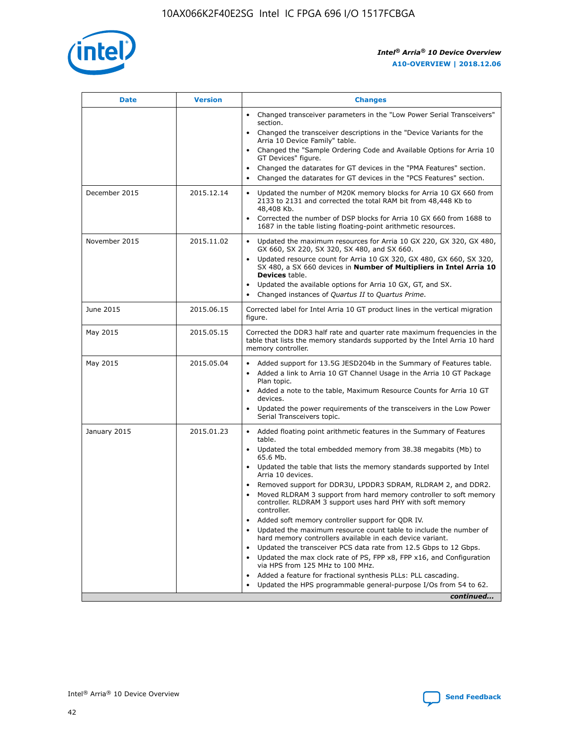| Date | Version | Changes |
|---|---|---|
| | | • Changed transceiver parameters in the "Low Power Serial Transceivers" section.<br>• Changed the transceiver descriptions in the "Device Variants for the Arria 10 Device Family" table.<br>• Changed the "Sample Ordering Code and Available Options for Arria 10 GT Devices" figure.<br>• Changed the datarates for GT devices in the "PMA Features" section.<br>• Changed the datarates for GT devices in the "PCS Features" section. |
| December 2015 | 2015.12.14 | • Updated the number of M20K memory blocks for Arria 10 GX 660 from 2133 to 2131 and corrected the total RAM bit from 48,448 Kb to 48,408 Kb.<br>• Corrected the number of DSP blocks for Arria 10 GX 660 from 1688 to 1687 in the table listing floating-point arithmetic resources. |
| November 2015 | 2015.11.02 | • Updated the maximum resources for Arria 10 GX 220, GX 320, GX 480, GX 660, SX 220, SX 320, SX 480, and SX 660.<br>• Updated resource count for Arria 10 GX 320, GX 480, GX 660, SX 320, SX 480, a SX 660 devices in **Number of Multipliers in Intel Arria 10 Devices** table.<br>• Updated the available options for Arria 10 GX, GT, and SX.<br>• Changed instances of *Quartus II* to *Quartus Prime*. |
| June 2015 | 2015.06.15 | Corrected label for Intel Arria 10 GT product lines in the vertical migration figure. |
| May 2015 | 2015.05.15 | Corrected the DDR3 half rate and quarter rate maximum frequencies in the table that lists the memory standards supported by the Intel Arria 10 hard memory controller. |
| May 2015 | 2015.05.04 | • Added support for 13.5G JESD204b in the Summary of Features table.<br>• Added a link to Arria 10 GT Channel Usage in the Arria 10 GT Package Plan topic.<br>• Added a note to the table, Maximum Resource Counts for Arria 10 GT devices.<br>• Updated the power requirements of the transceivers in the Low Power Serial Transceivers topic. |
| January 2015 | 2015.01.23 | • Added floating point arithmetic features in the Summary of Features table.<br>• Updated the total embedded memory from 38.38 megabits (Mb) to 65.6 Mb.<br>• Updated the table that lists the memory standards supported by Intel Arria 10 devices.<br>• Removed support for DDR3U, LPDDR3 SDRAM, RLDRAM 2, and DDR2.<br>• Moved RLDRAM 3 support from hard memory controller to soft memory controller. RLDRAM 3 support uses hard PHY with soft memory controller.<br>• Added soft memory controller support for QDR IV.<br>• Updated the maximum resource count table to include the number of hard memory controllers available in each device variant.<br>• Updated the transceiver PCS data rate from 12.5 Gbps to 12 Gbps.<br>• Updated the max clock rate of PS, FPP x8, FPP x16, and Configuration via HPS from 125 MHz to 100 MHz.<br>• Added a feature for fractional synthesis PLLs: PLL cascading.<br>• Updated the HPS programmable general-purpose I/Os from 54 to 62. |

*continued...*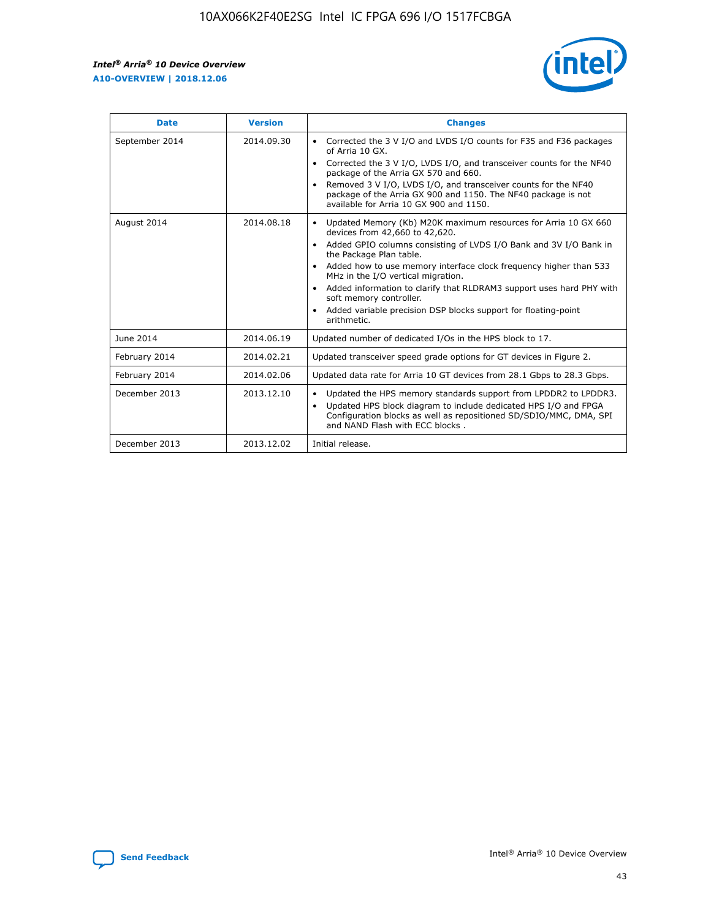| Date | Version | Changes |
| --- | --- | --- |
| September 2014 | 2014.09.30 | • Corrected the 3 V I/O and LVDS I/O counts for F35 and F36 packages of Arria 10 GX.<br>• Corrected the 3 V I/O, LVDS I/O, and transceiver counts for the NF40 package of the Arria GX 570 and 660.<br>• Removed 3 V I/O, LVDS I/O, and transceiver counts for the NF40 package of the Arria GX 900 and 1150. The NF40 package is not available for Arria 10 GX 900 and 1150. |
| August 2014 | 2014.08.18 | • Updated Memory (Kb) M20K maximum resources for Arria 10 GX 660 devices from 42,660 to 42,620.<br>• Added GPIO columns consisting of LVDS I/O Bank and 3V I/O Bank in the Package Plan table.<br>• Added how to use memory interface clock frequency higher than 533 MHz in the I/O vertical migration.<br>• Added information to clarify that RLDRAM3 support uses hard PHY with soft memory controller.<br>• Added variable precision DSP blocks support for floating-point arithmetic. |
| June 2014 | 2014.06.19 | Updated number of dedicated I/Os in the HPS block to 17. |
| February 2014 | 2014.02.21 | Updated transceiver speed grade options for GT devices in Figure 2. |
| February 2014 | 2014.02.06 | Updated data rate for Arria 10 GT devices from 28.1 Gbps to 28.3 Gbps. |
| December 2013 | 2013.12.10 | • Updated the HPS memory standards support from LPDDR2 to LPDDR3.<br>• Updated HPS block diagram to include dedicated HPS I/O and FPGA Configuration blocks as well as repositioned SD/SDIO/MMC, DMA, SPI and NAND Flash with ECC blocks . |
| December 2013 | 2013.12.02 | Initial release. |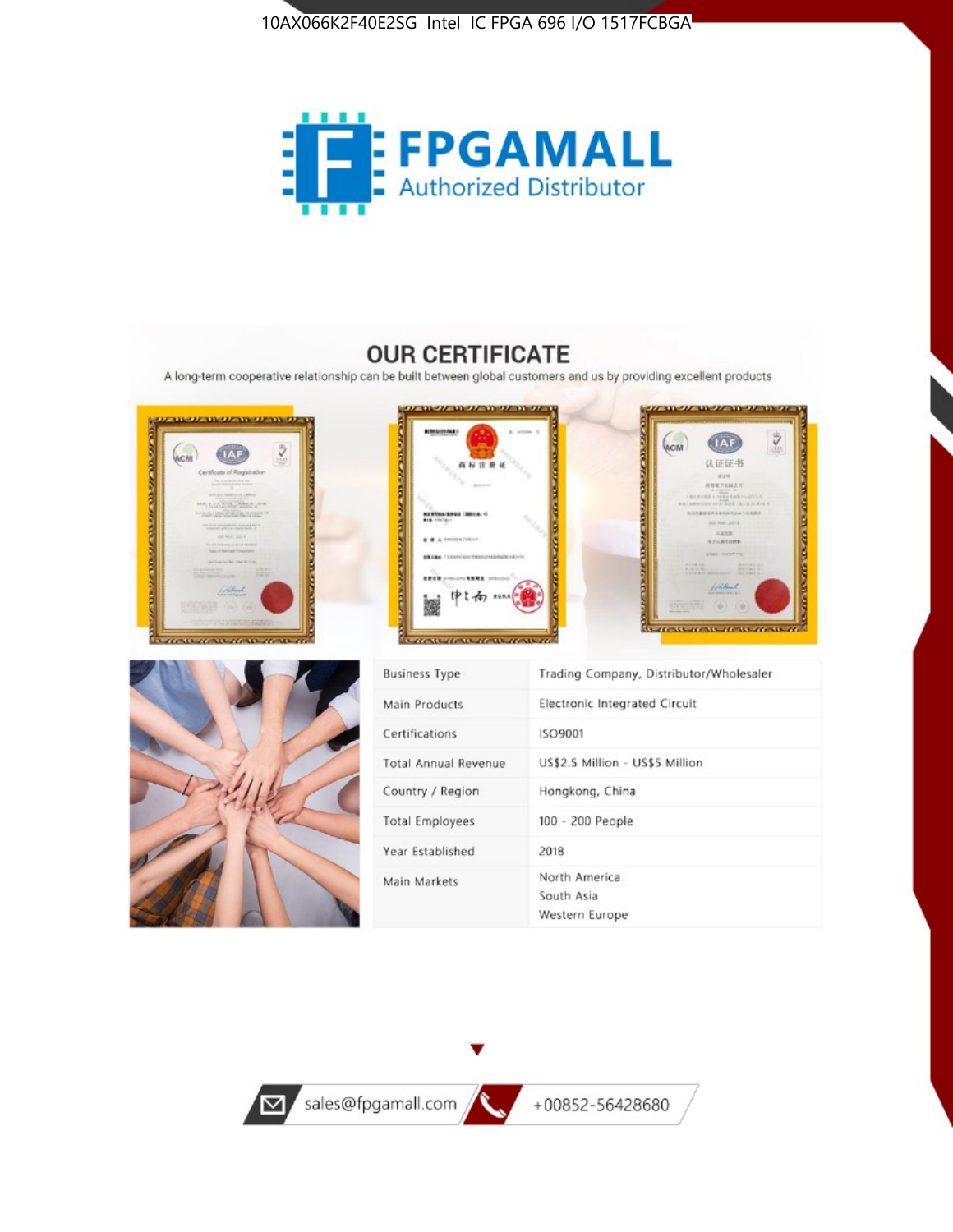FPGAMALL
Authorized Distributor

## OUR CERTIFICATE

A long-term cooperative relationship can be built between global customers and us by providing excellent products

| | |
|---|---|
| Business Type | Trading Company, Distributor/Wholesaler |
| Main Products | Electronic Integrated Circuit |
| Certifications | ISO9001 |
| Total Annual Revenue | US$2.5 Million - US$5 Million |
| Country / Region | Hongkong, China |
| Total Employees | 100 - 200 People |
| Year Established | 2018 |
| Main Markets | North America<br>South Asia<br>Western Europe |

sales@fpgamall.com

+00852-56428680